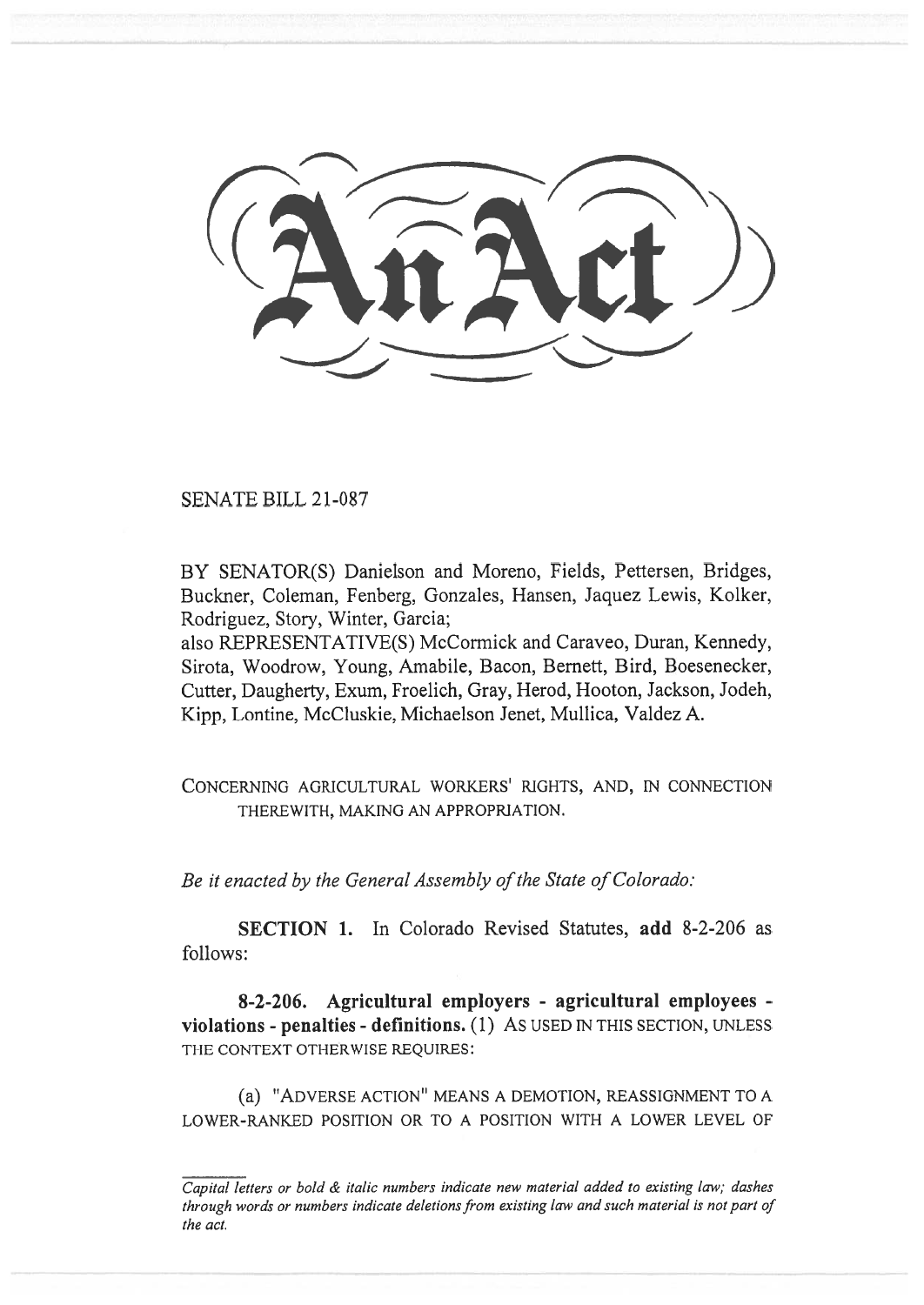# An Act

SENATE BILL 21-087

BY SENATOR(S) Danielson and Moreno, Fields, Pettersen, Bridges, Buckner, Coleman, Fenberg, Gonzales, Hansen, Jaquez Lewis, Kolker, Rodriguez, Story, Winter, Garcia;
also REPRESENTATIVE(S) McCormick and Caraveo, Duran, Kennedy, Sirota, Woodrow, Young, Amabile, Bacon, Bernett, Bird, Boesenecker, Cutter, Daugherty, Exum, Froelich, Gray, Herod, Hooton, Jackson, Jodeh, Kipp, Lontine, McCluskie, Michaelson Jenet, Mullica, Valdez A.

CONCERNING AGRICULTURAL WORKERS' RIGHTS, AND, IN CONNECTION THEREWITH, MAKING AN APPROPRIATION.

*Be it enacted by the General Assembly of the State of Colorado:*

**SECTION 1.** In Colorado Revised Statutes, **add** 8-2-206 as follows:

**8-2-206. Agricultural employers - agricultural employees - violations - penalties - definitions.** (1) AS USED IN THIS SECTION, UNLESS THE CONTEXT OTHERWISE REQUIRES:

(a) "ADVERSE ACTION" MEANS A DEMOTION, REASSIGNMENT TO A LOWER-RANKED POSITION OR TO A POSITION WITH A LOWER LEVEL OF

*Capital letters or bold & italic numbers indicate new material added to existing law; dashes through words or numbers indicate deletions from existing law and such material is not part of the act.*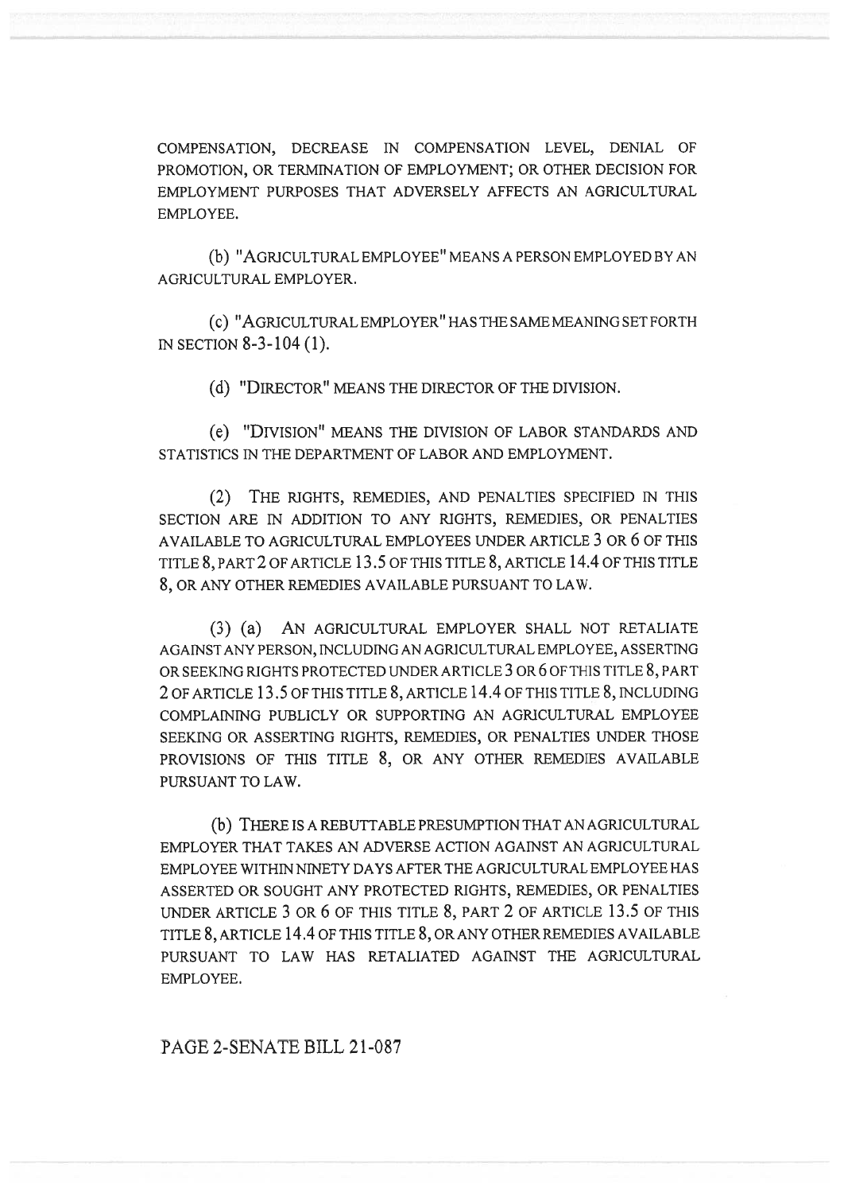COMPENSATION, DECREASE IN COMPENSATION LEVEL, DENIAL OF PROMOTION, OR TERMINATION OF EMPLOYMENT; OR OTHER DECISION FOR EMPLOYMENT PURPOSES THAT ADVERSELY AFFECTS AN AGRICULTURAL EMPLOYEE.

(b) "AGRICULTURAL EMPLOYEE" MEANS A PERSON EMPLOYED BY AN AGRICULTURAL EMPLOYER.

(c) "AGRICULTURAL EMPLOYER" HAS THE SAME MEANING SET FORTH IN SECTION 8-3-104 (1).

(d) "DIRECTOR" MEANS THE DIRECTOR OF THE DIVISION.

(e) "DIVISION" MEANS THE DIVISION OF LABOR STANDARDS AND STATISTICS IN THE DEPARTMENT OF LABOR AND EMPLOYMENT.

(2) THE RIGHTS, REMEDIES, AND PENALTIES SPECIFIED IN THIS SECTION ARE IN ADDITION TO ANY RIGHTS, REMEDIES, OR PENALTIES AVAILABLE TO AGRICULTURAL EMPLOYEES UNDER ARTICLE 3 OR 6 OF THIS TITLE 8, PART 2 OF ARTICLE 13.5 OF THIS TITLE 8, ARTICLE 14.4 OF THIS TITLE 8, OR ANY OTHER REMEDIES AVAILABLE PURSUANT TO LAW.

(3) (a) AN AGRICULTURAL EMPLOYER SHALL NOT RETALIATE AGAINST ANY PERSON, INCLUDING AN AGRICULTURAL EMPLOYEE, ASSERTING OR SEEKING RIGHTS PROTECTED UNDER ARTICLE 3 OR 6 OF THIS TITLE 8, PART 2 OF ARTICLE 13.5 OF THIS TITLE 8, ARTICLE 14.4 OF THIS TITLE 8, INCLUDING COMPLAINING PUBLICLY OR SUPPORTING AN AGRICULTURAL EMPLOYEE SEEKING OR ASSERTING RIGHTS, REMEDIES, OR PENALTIES UNDER THOSE PROVISIONS OF THIS TITLE 8, OR ANY OTHER REMEDIES AVAILABLE PURSUANT TO LAW.

(b) THERE IS A REBUTTABLE PRESUMPTION THAT AN AGRICULTURAL EMPLOYER THAT TAKES AN ADVERSE ACTION AGAINST AN AGRICULTURAL EMPLOYEE WITHIN NINETY DAYS AFTER THE AGRICULTURAL EMPLOYEE HAS ASSERTED OR SOUGHT ANY PROTECTED RIGHTS, REMEDIES, OR PENALTIES UNDER ARTICLE 3 OR 6 OF THIS TITLE 8, PART 2 OF ARTICLE 13.5 OF THIS TITLE 8, ARTICLE 14.4 OF THIS TITLE 8, OR ANY OTHER REMEDIES AVAILABLE PURSUANT TO LAW HAS RETALIATED AGAINST THE AGRICULTURAL EMPLOYEE.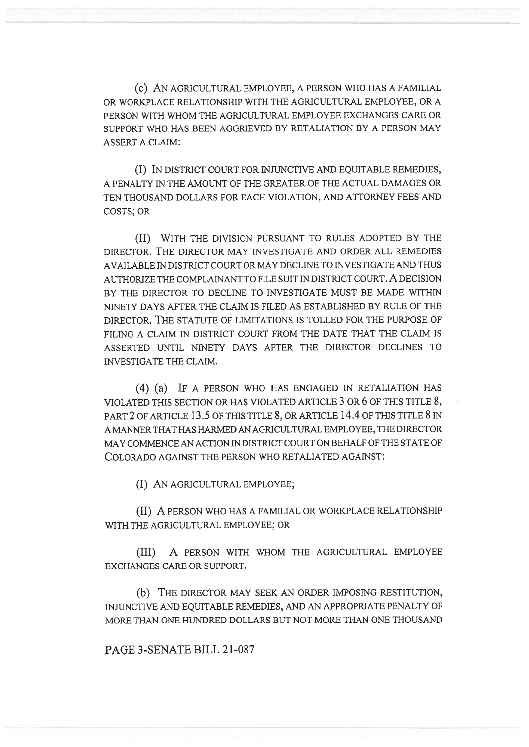(c) AN AGRICULTURAL EMPLOYEE, A PERSON WHO HAS A FAMILIAL OR WORKPLACE RELATIONSHIP WITH THE AGRICULTURAL EMPLOYEE, OR A PERSON WITH WHOM THE AGRICULTURAL EMPLOYEE EXCHANGES CARE OR SUPPORT WHO HAS BEEN AGGRIEVED BY RETALIATION BY A PERSON MAY ASSERT A CLAIM:

(I) IN DISTRICT COURT FOR INJUNCTIVE AND EQUITABLE REMEDIES, A PENALTY IN THE AMOUNT OF THE GREATER OF THE ACTUAL DAMAGES OR TEN THOUSAND DOLLARS FOR EACH VIOLATION, AND ATTORNEY FEES AND COSTS; OR

(II) WITH THE DIVISION PURSUANT TO RULES ADOPTED BY THE DIRECTOR. THE DIRECTOR MAY INVESTIGATE AND ORDER ALL REMEDIES AVAILABLE IN DISTRICT COURT OR MAY DECLINE TO INVESTIGATE AND THUS AUTHORIZE THE COMPLAINANT TO FILE SUIT IN DISTRICT COURT. A DECISION BY THE DIRECTOR TO DECLINE TO INVESTIGATE MUST BE MADE WITHIN NINETY DAYS AFTER THE CLAIM IS FILED AS ESTABLISHED BY RULE OF THE DIRECTOR. THE STATUTE OF LIMITATIONS IS TOLLED FOR THE PURPOSE OF FILING A CLAIM IN DISTRICT COURT FROM THE DATE THAT THE CLAIM IS ASSERTED UNTIL NINETY DAYS AFTER THE DIRECTOR DECLINES TO INVESTIGATE THE CLAIM.

(4) (a) IF A PERSON WHO HAS ENGAGED IN RETALIATION HAS VIOLATED THIS SECTION OR HAS VIOLATED ARTICLE 3 OR 6 OF THIS TITLE 8, PART 2 OF ARTICLE 13.5 OF THIS TITLE 8, OR ARTICLE 14.4 OF THIS TITLE 8 IN A MANNER THAT HAS HARMED AN AGRICULTURAL EMPLOYEE, THE DIRECTOR MAY COMMENCE AN ACTION IN DISTRICT COURT ON BEHALF OF THE STATE OF COLORADO AGAINST THE PERSON WHO RETALIATED AGAINST:

(I) AN AGRICULTURAL EMPLOYEE;

(II) A PERSON WHO HAS A FAMILIAL OR WORKPLACE RELATIONSHIP WITH THE AGRICULTURAL EMPLOYEE; OR

(III) A PERSON WITH WHOM THE AGRICULTURAL EMPLOYEE EXCHANGES CARE OR SUPPORT.

(b) THE DIRECTOR MAY SEEK AN ORDER IMPOSING RESTITUTION, INJUNCTIVE AND EQUITABLE REMEDIES, AND AN APPROPRIATE PENALTY OF MORE THAN ONE HUNDRED DOLLARS BUT NOT MORE THAN ONE THOUSAND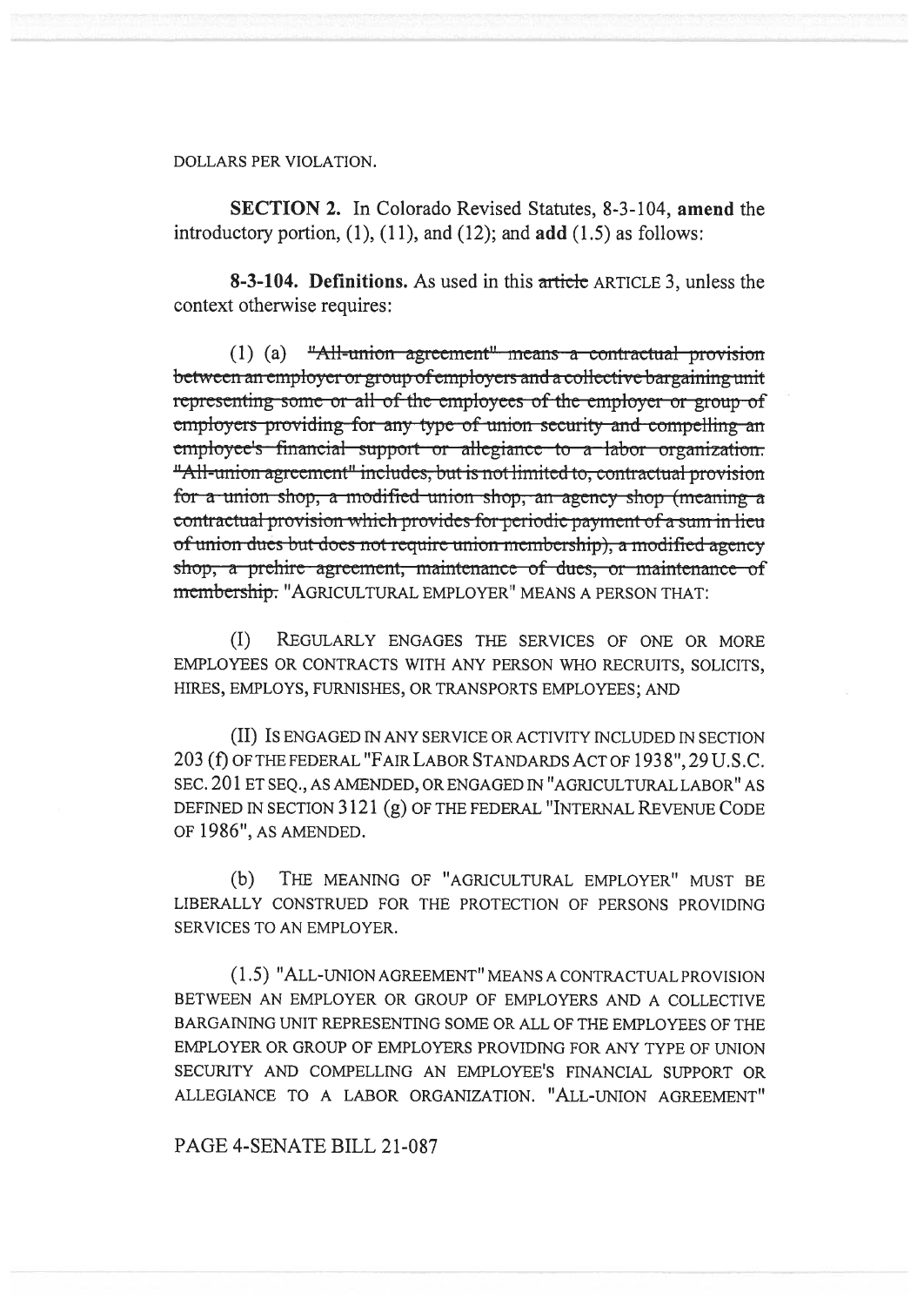DOLLARS PER VIOLATION.

**SECTION 2.** In Colorado Revised Statutes, 8-3-104, **amend** the introductory portion, (1), (11), and (12); and **add** (1.5) as follows:

**8-3-104. Definitions.** As used in this ~~article~~ ARTICLE 3, unless the context otherwise requires:

(1) (a) ~~"All-union agreement" means a contractual provision between an employer or group of employers and a collective bargaining unit representing some or all of the employees of the employer or group of employers providing for any type of union security and compelling an employee's financial support or allegiance to a labor organization. "All-union agreement" includes, but is not limited to, contractual provision for a union shop, a modified union shop, an agency shop (meaning a contractual provision which provides for periodic payment of a sum in lieu of union dues but does not require union membership), a modified agency shop, a prehire agreement, maintenance of dues, or maintenance of membership.~~ "AGRICULTURAL EMPLOYER" MEANS A PERSON THAT:

(I) REGULARLY ENGAGES THE SERVICES OF ONE OR MORE EMPLOYEES OR CONTRACTS WITH ANY PERSON WHO RECRUITS, SOLICITS, HIRES, EMPLOYS, FURNISHES, OR TRANSPORTS EMPLOYEES; AND

(II) IS ENGAGED IN ANY SERVICE OR ACTIVITY INCLUDED IN SECTION 203 (f) OF THE FEDERAL "FAIR LABOR STANDARDS ACT OF 1938", 29 U.S.C. SEC. 201 ET SEQ., AS AMENDED, OR ENGAGED IN "AGRICULTURAL LABOR" AS DEFINED IN SECTION 3121 (g) OF THE FEDERAL "INTERNAL REVENUE CODE OF 1986", AS AMENDED.

(b) THE MEANING OF "AGRICULTURAL EMPLOYER" MUST BE LIBERALLY CONSTRUED FOR THE PROTECTION OF PERSONS PROVIDING SERVICES TO AN EMPLOYER.

(1.5) "ALL-UNION AGREEMENT" MEANS A CONTRACTUAL PROVISION BETWEEN AN EMPLOYER OR GROUP OF EMPLOYERS AND A COLLECTIVE BARGAINING UNIT REPRESENTING SOME OR ALL OF THE EMPLOYEES OF THE EMPLOYER OR GROUP OF EMPLOYERS PROVIDING FOR ANY TYPE OF UNION SECURITY AND COMPELLING AN EMPLOYEE'S FINANCIAL SUPPORT OR ALLEGIANCE TO A LABOR ORGANIZATION. "ALL-UNION AGREEMENT"

PAGE 4-SENATE BILL 21-087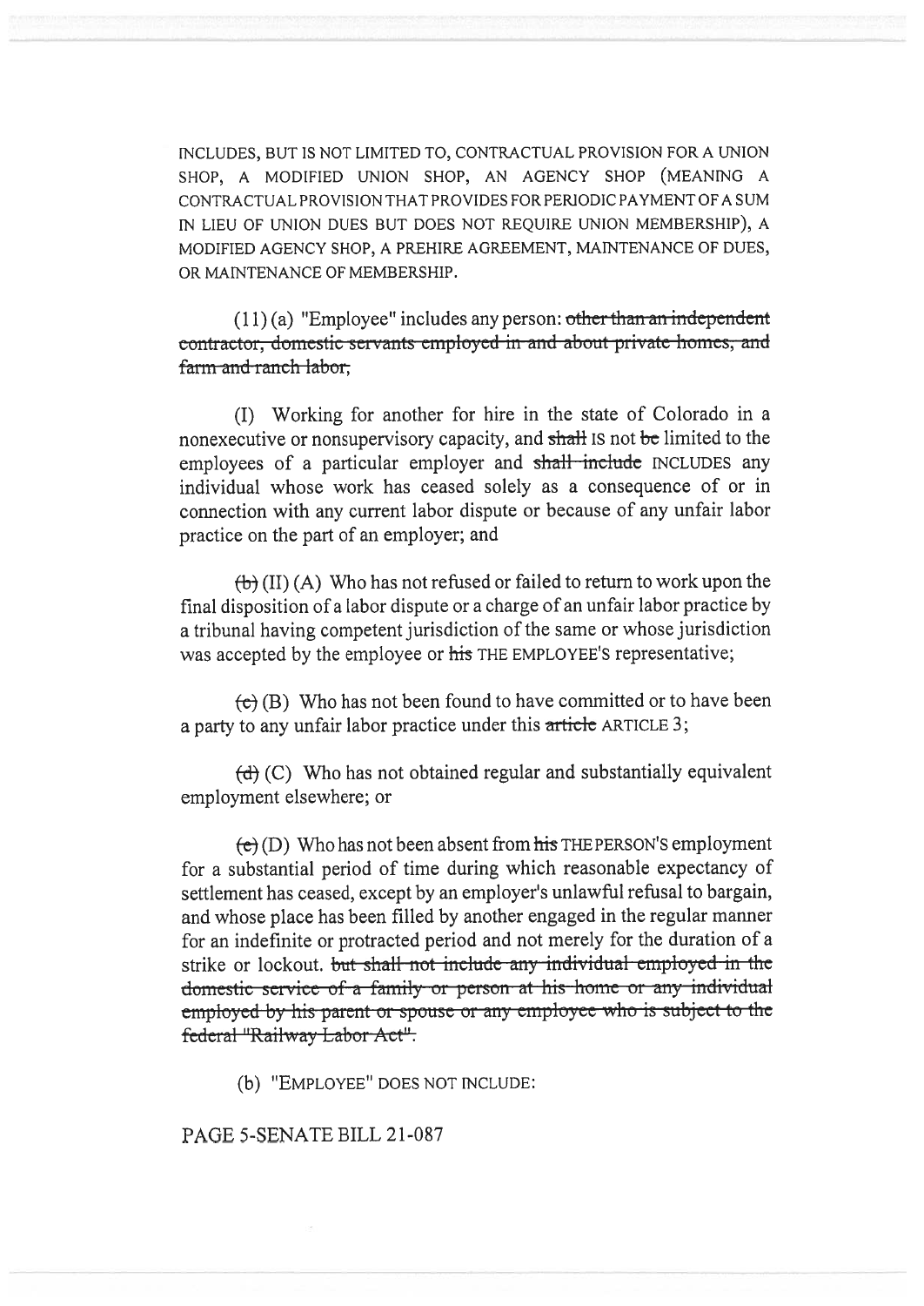INCLUDES, BUT IS NOT LIMITED TO, CONTRACTUAL PROVISION FOR A UNION SHOP, A MODIFIED UNION SHOP, AN AGENCY SHOP (MEANING A CONTRACTUAL PROVISION THAT PROVIDES FOR PERIODIC PAYMENT OF A SUM IN LIEU OF UNION DUES BUT DOES NOT REQUIRE UNION MEMBERSHIP), A MODIFIED AGENCY SHOP, A PREHIRE AGREEMENT, MAINTENANCE OF DUES, OR MAINTENANCE OF MEMBERSHIP.

(11) (a) "Employee" includes any person: ~~other than an independent contractor, domestic servants employed in and about private homes, and farm and ranch labor,~~

(I) Working for another for hire in the state of Colorado in a nonexecutive or nonsupervisory capacity, and ~~shall~~ IS not ~~be~~ limited to the employees of a particular employer and ~~shall include~~ INCLUDES any individual whose work has ceased solely as a consequence of or in connection with any current labor dispute or because of any unfair labor practice on the part of an employer; and

~~(b)~~ (II) (A) Who has not refused or failed to return to work upon the final disposition of a labor dispute or a charge of an unfair labor practice by a tribunal having competent jurisdiction of the same or whose jurisdiction was accepted by the employee or ~~his~~ THE EMPLOYEE'S representative;

~~(c)~~ (B) Who has not been found to have committed or to have been a party to any unfair labor practice under this ~~article~~ ARTICLE 3;

~~(d)~~ (C) Who has not obtained regular and substantially equivalent employment elsewhere; or

~~(e)~~ (D) Who has not been absent from ~~his~~ THE PERSON'S employment for a substantial period of time during which reasonable expectancy of settlement has ceased, except by an employer's unlawful refusal to bargain, and whose place has been filled by another engaged in the regular manner for an indefinite or protracted period and not merely for the duration of a strike or lockout. ~~but shall not include any individual employed in the domestic service of a family or person at his home or any individual employed by his parent or spouse or any employee who is subject to the federal "Railway Labor Act".~~

(b) "EMPLOYEE" DOES NOT INCLUDE: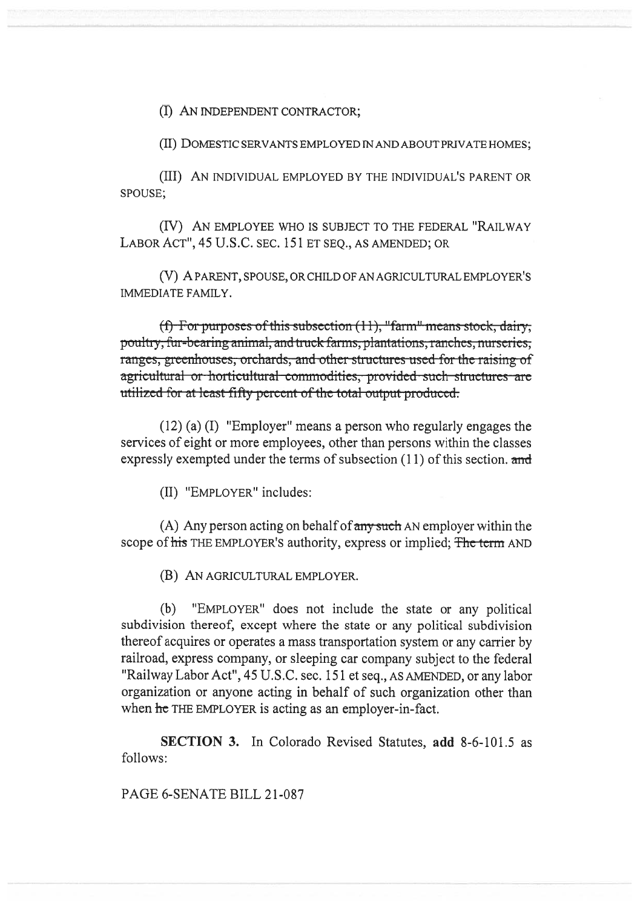(I) AN INDEPENDENT CONTRACTOR;

(II) DOMESTIC SERVANTS EMPLOYED IN AND ABOUT PRIVATE HOMES;

(III) AN INDIVIDUAL EMPLOYED BY THE INDIVIDUAL'S PARENT OR SPOUSE;

(IV) AN EMPLOYEE WHO IS SUBJECT TO THE FEDERAL "RAILWAY LABOR ACT", 45 U.S.C. SEC. 151 ET SEQ., AS AMENDED; OR

(V) A PARENT, SPOUSE, OR CHILD OF AN AGRICULTURAL EMPLOYER'S IMMEDIATE FAMILY.

~~(f) For purposes of this subsection (11), "farm" means stock, dairy, poultry, fur-bearing animal, and truck farms, plantations, ranches, nurseries, ranges, greenhouses, orchards, and other structures used for the raising of agricultural or horticultural commodities, provided such structures are utilized for at least fifty percent of the total output produced.~~

(12) (a) (I) "Employer" means a person who regularly engages the services of eight or more employees, other than persons within the classes expressly exempted under the terms of subsection (11) of this section. ~~and~~

(II) "EMPLOYER" includes:

(A) Any person acting on behalf of ~~any such~~ AN employer within the scope of ~~his~~ THE EMPLOYER'S authority, express or implied; ~~The term~~ AND

(B) AN AGRICULTURAL EMPLOYER.

(b) "EMPLOYER" does not include the state or any political subdivision thereof, except where the state or any political subdivision thereof acquires or operates a mass transportation system or any carrier by railroad, express company, or sleeping car company subject to the federal "Railway Labor Act", 45 U.S.C. sec. 151 et seq., AS AMENDED, or any labor organization or anyone acting in behalf of such organization other than when ~~he~~ THE EMPLOYER is acting as an employer-in-fact.

**SECTION 3.** In Colorado Revised Statutes, **add** 8-6-101.5 as follows: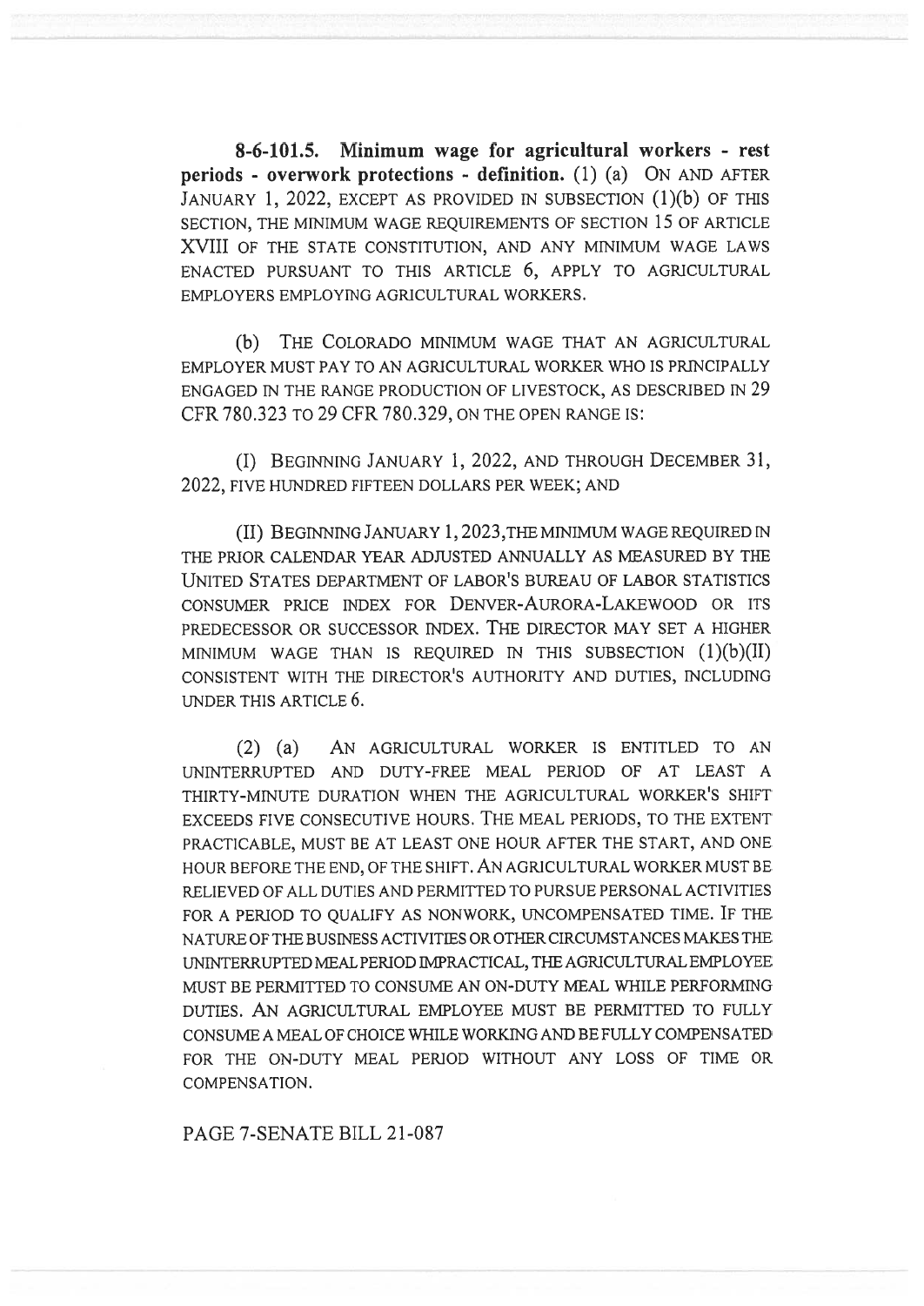**8-6-101.5. Minimum wage for agricultural workers - rest periods - overwork protections - definition.** (1) (a) ON AND AFTER JANUARY 1, 2022, EXCEPT AS PROVIDED IN SUBSECTION (1)(b) OF THIS SECTION, THE MINIMUM WAGE REQUIREMENTS OF SECTION 15 OF ARTICLE XVIII OF THE STATE CONSTITUTION, AND ANY MINIMUM WAGE LAWS ENACTED PURSUANT TO THIS ARTICLE 6, APPLY TO AGRICULTURAL EMPLOYERS EMPLOYING AGRICULTURAL WORKERS.

(b) THE COLORADO MINIMUM WAGE THAT AN AGRICULTURAL EMPLOYER MUST PAY TO AN AGRICULTURAL WORKER WHO IS PRINCIPALLY ENGAGED IN THE RANGE PRODUCTION OF LIVESTOCK, AS DESCRIBED IN 29 CFR 780.323 TO 29 CFR 780.329, ON THE OPEN RANGE IS:

(I) BEGINNING JANUARY 1, 2022, AND THROUGH DECEMBER 31, 2022, FIVE HUNDRED FIFTEEN DOLLARS PER WEEK; AND

(II) BEGINNING JANUARY 1, 2023, THE MINIMUM WAGE REQUIRED IN THE PRIOR CALENDAR YEAR ADJUSTED ANNUALLY AS MEASURED BY THE UNITED STATES DEPARTMENT OF LABOR'S BUREAU OF LABOR STATISTICS CONSUMER PRICE INDEX FOR DENVER-AURORA-LAKEWOOD OR ITS PREDECESSOR OR SUCCESSOR INDEX. THE DIRECTOR MAY SET A HIGHER MINIMUM WAGE THAN IS REQUIRED IN THIS SUBSECTION (1)(b)(II) CONSISTENT WITH THE DIRECTOR'S AUTHORITY AND DUTIES, INCLUDING UNDER THIS ARTICLE 6.

(2) (a) AN AGRICULTURAL WORKER IS ENTITLED TO AN UNINTERRUPTED AND DUTY-FREE MEAL PERIOD OF AT LEAST A THIRTY-MINUTE DURATION WHEN THE AGRICULTURAL WORKER'S SHIFT EXCEEDS FIVE CONSECUTIVE HOURS. THE MEAL PERIODS, TO THE EXTENT PRACTICABLE, MUST BE AT LEAST ONE HOUR AFTER THE START, AND ONE HOUR BEFORE THE END, OF THE SHIFT. AN AGRICULTURAL WORKER MUST BE RELIEVED OF ALL DUTIES AND PERMITTED TO PURSUE PERSONAL ACTIVITIES FOR A PERIOD TO QUALIFY AS NONWORK, UNCOMPENSATED TIME. IF THE NATURE OF THE BUSINESS ACTIVITIES OR OTHER CIRCUMSTANCES MAKES THE UNINTERRUPTED MEAL PERIOD IMPRACTICAL, THE AGRICULTURAL EMPLOYEE MUST BE PERMITTED TO CONSUME AN ON-DUTY MEAL WHILE PERFORMING DUTIES. AN AGRICULTURAL EMPLOYEE MUST BE PERMITTED TO FULLY CONSUME A MEAL OF CHOICE WHILE WORKING AND BE FULLY COMPENSATED FOR THE ON-DUTY MEAL PERIOD WITHOUT ANY LOSS OF TIME OR COMPENSATION.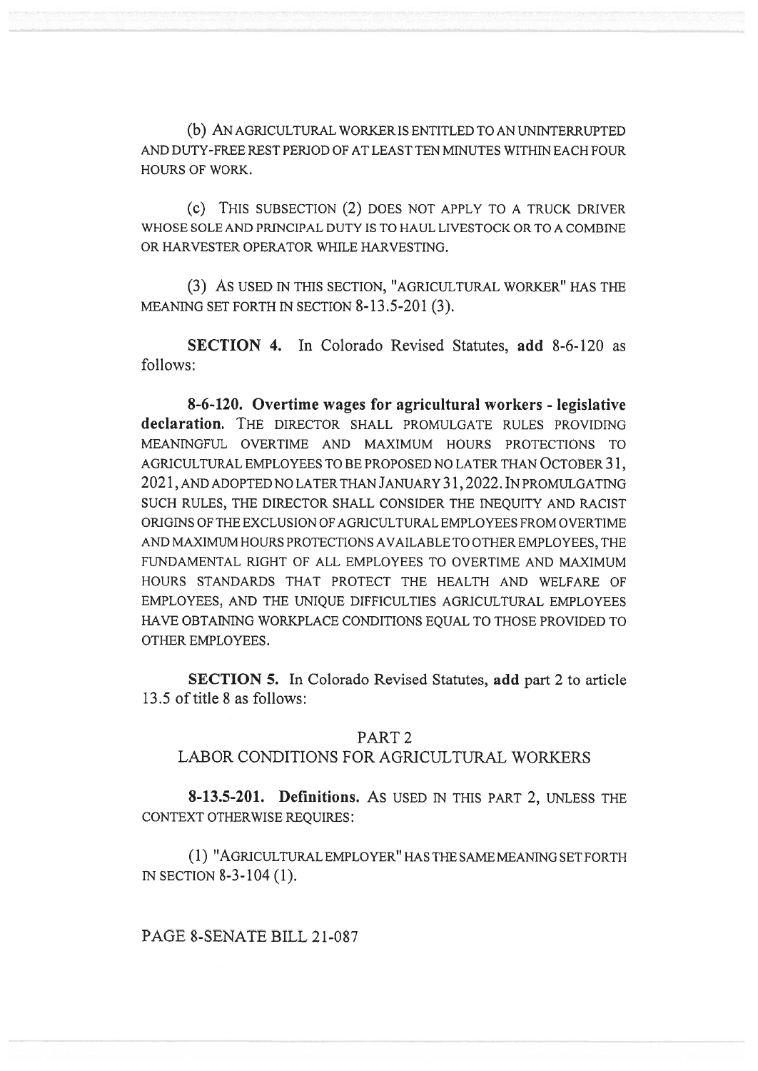(b) AN AGRICULTURAL WORKER IS ENTITLED TO AN UNINTERRUPTED AND DUTY-FREE REST PERIOD OF AT LEAST TEN MINUTES WITHIN EACH FOUR HOURS OF WORK.

(c) THIS SUBSECTION (2) DOES NOT APPLY TO A TRUCK DRIVER WHOSE SOLE AND PRINCIPAL DUTY IS TO HAUL LIVESTOCK OR TO A COMBINE OR HARVESTER OPERATOR WHILE HARVESTING.

(3) AS USED IN THIS SECTION, "AGRICULTURAL WORKER" HAS THE MEANING SET FORTH IN SECTION 8-13.5-201 (3).

**SECTION 4.** In Colorado Revised Statutes, **add** 8-6-120 as follows:

**8-6-120. Overtime wages for agricultural workers - legislative declaration.** THE DIRECTOR SHALL PROMULGATE RULES PROVIDING MEANINGFUL OVERTIME AND MAXIMUM HOURS PROTECTIONS TO AGRICULTURAL EMPLOYEES TO BE PROPOSED NO LATER THAN OCTOBER 31, 2021, AND ADOPTED NO LATER THAN JANUARY 31, 2022. IN PROMULGATING SUCH RULES, THE DIRECTOR SHALL CONSIDER THE INEQUITY AND RACIST ORIGINS OF THE EXCLUSION OF AGRICULTURAL EMPLOYEES FROM OVERTIME AND MAXIMUM HOURS PROTECTIONS AVAILABLE TO OTHER EMPLOYEES, THE FUNDAMENTAL RIGHT OF ALL EMPLOYEES TO OVERTIME AND MAXIMUM HOURS STANDARDS THAT PROTECT THE HEALTH AND WELFARE OF EMPLOYEES, AND THE UNIQUE DIFFICULTIES AGRICULTURAL EMPLOYEES HAVE OBTAINING WORKPLACE CONDITIONS EQUAL TO THOSE PROVIDED TO OTHER EMPLOYEES.

**SECTION 5.** In Colorado Revised Statutes, **add** part 2 to article 13.5 of title 8 as follows:

PART 2
LABOR CONDITIONS FOR AGRICULTURAL WORKERS

**8-13.5-201. Definitions.** AS USED IN THIS PART 2, UNLESS THE CONTEXT OTHERWISE REQUIRES:

(1) "AGRICULTURAL EMPLOYER" HAS THE SAME MEANING SET FORTH IN SECTION 8-3-104 (1).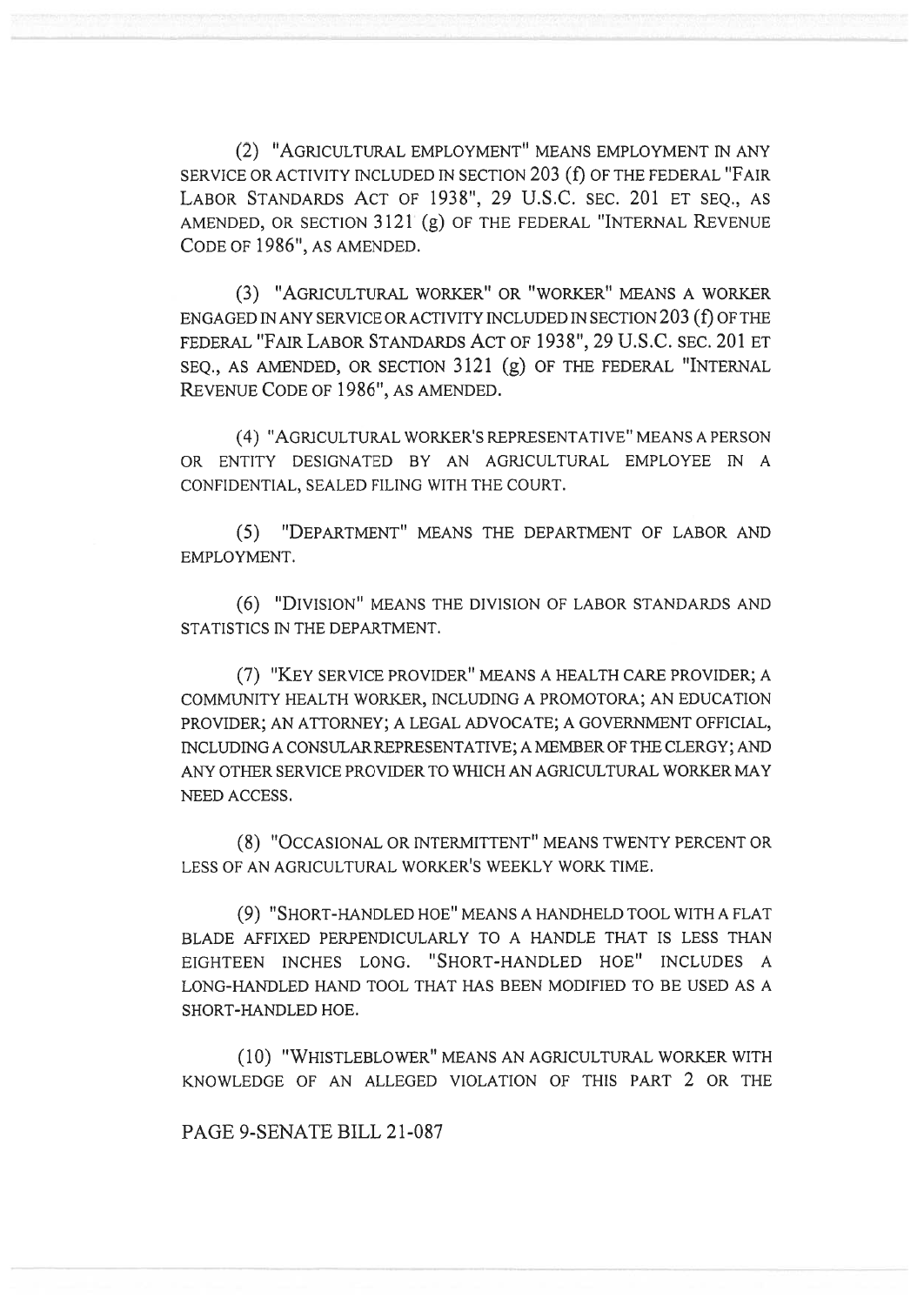(2) "AGRICULTURAL EMPLOYMENT" MEANS EMPLOYMENT IN ANY SERVICE OR ACTIVITY INCLUDED IN SECTION 203 (f) OF THE FEDERAL "FAIR LABOR STANDARDS ACT OF 1938", 29 U.S.C. SEC. 201 ET SEQ., AS AMENDED, OR SECTION 3121 (g) OF THE FEDERAL "INTERNAL REVENUE CODE OF 1986", AS AMENDED.

(3) "AGRICULTURAL WORKER" OR "WORKER" MEANS A WORKER ENGAGED IN ANY SERVICE OR ACTIVITY INCLUDED IN SECTION 203 (f) OF THE FEDERAL "FAIR LABOR STANDARDS ACT OF 1938", 29 U.S.C. SEC. 201 ET SEQ., AS AMENDED, OR SECTION 3121 (g) OF THE FEDERAL "INTERNAL REVENUE CODE OF 1986", AS AMENDED.

(4) "AGRICULTURAL WORKER'S REPRESENTATIVE" MEANS A PERSON OR ENTITY DESIGNATED BY AN AGRICULTURAL EMPLOYEE IN A CONFIDENTIAL, SEALED FILING WITH THE COURT.

(5) "DEPARTMENT" MEANS THE DEPARTMENT OF LABOR AND EMPLOYMENT.

(6) "DIVISION" MEANS THE DIVISION OF LABOR STANDARDS AND STATISTICS IN THE DEPARTMENT.

(7) "KEY SERVICE PROVIDER" MEANS A HEALTH CARE PROVIDER; A COMMUNITY HEALTH WORKER, INCLUDING A PROMOTORA; AN EDUCATION PROVIDER; AN ATTORNEY; A LEGAL ADVOCATE; A GOVERNMENT OFFICIAL, INCLUDING A CONSULAR REPRESENTATIVE; A MEMBER OF THE CLERGY; AND ANY OTHER SERVICE PROVIDER TO WHICH AN AGRICULTURAL WORKER MAY NEED ACCESS.

(8) "OCCASIONAL OR INTERMITTENT" MEANS TWENTY PERCENT OR LESS OF AN AGRICULTURAL WORKER'S WEEKLY WORK TIME.

(9) "SHORT-HANDLED HOE" MEANS A HANDHELD TOOL WITH A FLAT BLADE AFFIXED PERPENDICULARLY TO A HANDLE THAT IS LESS THAN EIGHTEEN INCHES LONG. "SHORT-HANDLED HOE" INCLUDES A LONG-HANDLED HAND TOOL THAT HAS BEEN MODIFIED TO BE USED AS A SHORT-HANDLED HOE.

(10) "WHISTLEBLOWER" MEANS AN AGRICULTURAL WORKER WITH KNOWLEDGE OF AN ALLEGED VIOLATION OF THIS PART 2 OR THE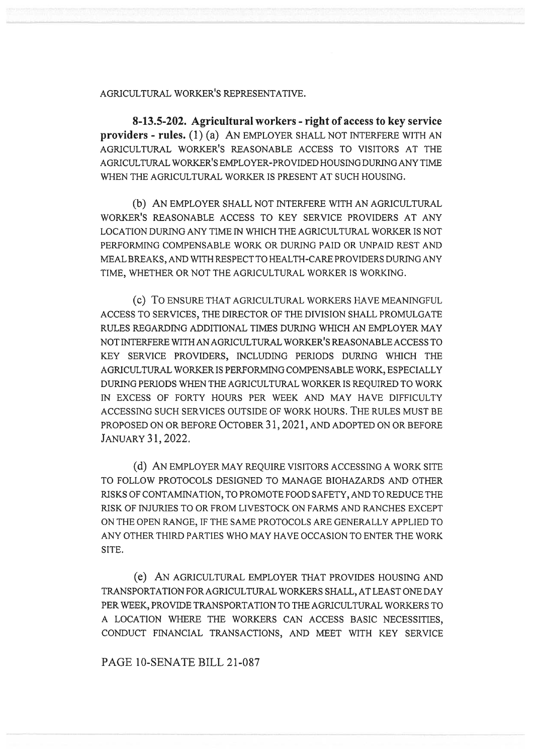AGRICULTURAL WORKER'S REPRESENTATIVE.

**8-13.5-202. Agricultural workers - right of access to key service providers - rules.** (1) (a) AN EMPLOYER SHALL NOT INTERFERE WITH AN AGRICULTURAL WORKER'S REASONABLE ACCESS TO VISITORS AT THE AGRICULTURAL WORKER'S EMPLOYER-PROVIDED HOUSING DURING ANY TIME WHEN THE AGRICULTURAL WORKER IS PRESENT AT SUCH HOUSING.

(b) AN EMPLOYER SHALL NOT INTERFERE WITH AN AGRICULTURAL WORKER'S REASONABLE ACCESS TO KEY SERVICE PROVIDERS AT ANY LOCATION DURING ANY TIME IN WHICH THE AGRICULTURAL WORKER IS NOT PERFORMING COMPENSABLE WORK OR DURING PAID OR UNPAID REST AND MEAL BREAKS, AND WITH RESPECT TO HEALTH-CARE PROVIDERS DURING ANY TIME, WHETHER OR NOT THE AGRICULTURAL WORKER IS WORKING.

(c) TO ENSURE THAT AGRICULTURAL WORKERS HAVE MEANINGFUL ACCESS TO SERVICES, THE DIRECTOR OF THE DIVISION SHALL PROMULGATE RULES REGARDING ADDITIONAL TIMES DURING WHICH AN EMPLOYER MAY NOT INTERFERE WITH AN AGRICULTURAL WORKER'S REASONABLE ACCESS TO KEY SERVICE PROVIDERS, INCLUDING PERIODS DURING WHICH THE AGRICULTURAL WORKER IS PERFORMING COMPENSABLE WORK, ESPECIALLY DURING PERIODS WHEN THE AGRICULTURAL WORKER IS REQUIRED TO WORK IN EXCESS OF FORTY HOURS PER WEEK AND MAY HAVE DIFFICULTY ACCESSING SUCH SERVICES OUTSIDE OF WORK HOURS. THE RULES MUST BE PROPOSED ON OR BEFORE OCTOBER 31, 2021, AND ADOPTED ON OR BEFORE JANUARY 31, 2022.

(d) AN EMPLOYER MAY REQUIRE VISITORS ACCESSING A WORK SITE TO FOLLOW PROTOCOLS DESIGNED TO MANAGE BIOHAZARDS AND OTHER RISKS OF CONTAMINATION, TO PROMOTE FOOD SAFETY, AND TO REDUCE THE RISK OF INJURIES TO OR FROM LIVESTOCK ON FARMS AND RANCHES EXCEPT ON THE OPEN RANGE, IF THE SAME PROTOCOLS ARE GENERALLY APPLIED TO ANY OTHER THIRD PARTIES WHO MAY HAVE OCCASION TO ENTER THE WORK SITE.

(e) AN AGRICULTURAL EMPLOYER THAT PROVIDES HOUSING AND TRANSPORTATION FOR AGRICULTURAL WORKERS SHALL, AT LEAST ONE DAY PER WEEK, PROVIDE TRANSPORTATION TO THE AGRICULTURAL WORKERS TO A LOCATION WHERE THE WORKERS CAN ACCESS BASIC NECESSITIES, CONDUCT FINANCIAL TRANSACTIONS, AND MEET WITH KEY SERVICE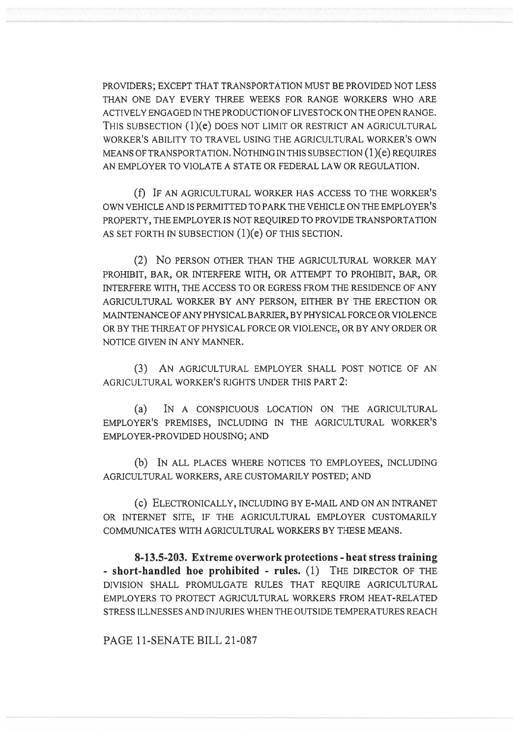PROVIDERS; EXCEPT THAT TRANSPORTATION MUST BE PROVIDED NOT LESS THAN ONE DAY EVERY THREE WEEKS FOR RANGE WORKERS WHO ARE ACTIVELY ENGAGED IN THE PRODUCTION OF LIVESTOCK ON THE OPEN RANGE. THIS SUBSECTION (1)(e) DOES NOT LIMIT OR RESTRICT AN AGRICULTURAL WORKER'S ABILITY TO TRAVEL USING THE AGRICULTURAL WORKER'S OWN MEANS OF TRANSPORTATION. NOTHING IN THIS SUBSECTION (1)(e) REQUIRES AN EMPLOYER TO VIOLATE A STATE OR FEDERAL LAW OR REGULATION.

(f) IF AN AGRICULTURAL WORKER HAS ACCESS TO THE WORKER'S OWN VEHICLE AND IS PERMITTED TO PARK THE VEHICLE ON THE EMPLOYER'S PROPERTY, THE EMPLOYER IS NOT REQUIRED TO PROVIDE TRANSPORTATION AS SET FORTH IN SUBSECTION (1)(e) OF THIS SECTION.

(2) NO PERSON OTHER THAN THE AGRICULTURAL WORKER MAY PROHIBIT, BAR, OR INTERFERE WITH, OR ATTEMPT TO PROHIBIT, BAR, OR INTERFERE WITH, THE ACCESS TO OR EGRESS FROM THE RESIDENCE OF ANY AGRICULTURAL WORKER BY ANY PERSON, EITHER BY THE ERECTION OR MAINTENANCE OF ANY PHYSICAL BARRIER, BY PHYSICAL FORCE OR VIOLENCE OR BY THE THREAT OF PHYSICAL FORCE OR VIOLENCE, OR BY ANY ORDER OR NOTICE GIVEN IN ANY MANNER.

(3) AN AGRICULTURAL EMPLOYER SHALL POST NOTICE OF AN AGRICULTURAL WORKER'S RIGHTS UNDER THIS PART 2:

(a) IN A CONSPICUOUS LOCATION ON THE AGRICULTURAL EMPLOYER'S PREMISES, INCLUDING IN THE AGRICULTURAL WORKER'S EMPLOYER-PROVIDED HOUSING; AND

(b) IN ALL PLACES WHERE NOTICES TO EMPLOYEES, INCLUDING AGRICULTURAL WORKERS, ARE CUSTOMARILY POSTED; AND

(c) ELECTRONICALLY, INCLUDING BY E-MAIL AND ON AN INTRANET OR INTERNET SITE, IF THE AGRICULTURAL EMPLOYER CUSTOMARILY COMMUNICATES WITH AGRICULTURAL WORKERS BY THESE MEANS.

**8-13.5-203. Extreme overwork protections - heat stress training - short-handled hoe prohibited - rules.** (1) THE DIRECTOR OF THE DIVISION SHALL PROMULGATE RULES THAT REQUIRE AGRICULTURAL EMPLOYERS TO PROTECT AGRICULTURAL WORKERS FROM HEAT-RELATED STRESS ILLNESSES AND INJURIES WHEN THE OUTSIDE TEMPERATURES REACH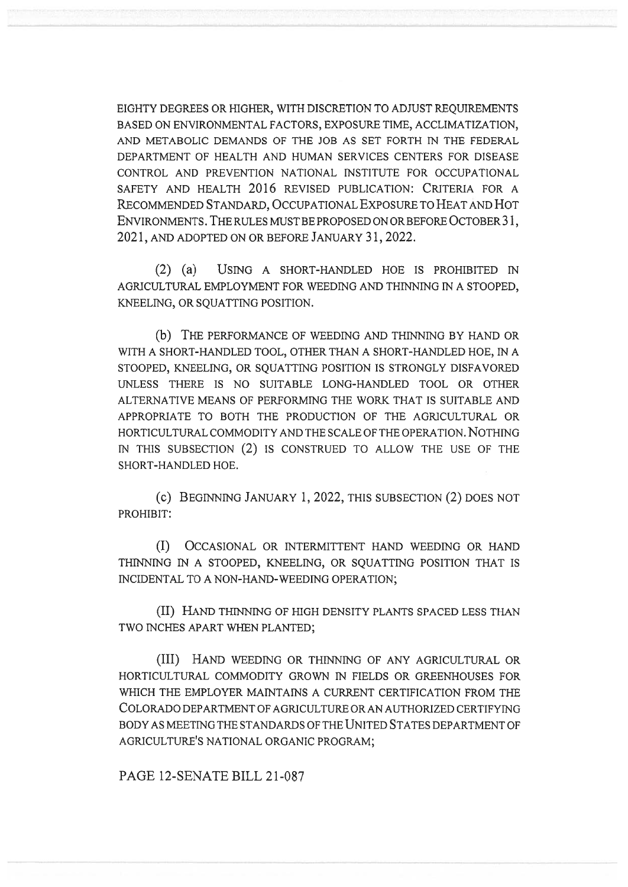EIGHTY DEGREES OR HIGHER, WITH DISCRETION TO ADJUST REQUIREMENTS BASED ON ENVIRONMENTAL FACTORS, EXPOSURE TIME, ACCLIMATIZATION, AND METABOLIC DEMANDS OF THE JOB AS SET FORTH IN THE FEDERAL DEPARTMENT OF HEALTH AND HUMAN SERVICES CENTERS FOR DISEASE CONTROL AND PREVENTION NATIONAL INSTITUTE FOR OCCUPATIONAL SAFETY AND HEALTH 2016 REVISED PUBLICATION: CRITERIA FOR A RECOMMENDED STANDARD, OCCUPATIONAL EXPOSURE TO HEAT AND HOT ENVIRONMENTS. THE RULES MUST BE PROPOSED ON OR BEFORE OCTOBER 31, 2021, AND ADOPTED ON OR BEFORE JANUARY 31, 2022.

(2) (a) USING A SHORT-HANDLED HOE IS PROHIBITED IN AGRICULTURAL EMPLOYMENT FOR WEEDING AND THINNING IN A STOOPED, KNEELING, OR SQUATTING POSITION.

(b) THE PERFORMANCE OF WEEDING AND THINNING BY HAND OR WITH A SHORT-HANDLED TOOL, OTHER THAN A SHORT-HANDLED HOE, IN A STOOPED, KNEELING, OR SQUATTING POSITION IS STRONGLY DISFAVORED UNLESS THERE IS NO SUITABLE LONG-HANDLED TOOL OR OTHER ALTERNATIVE MEANS OF PERFORMING THE WORK THAT IS SUITABLE AND APPROPRIATE TO BOTH THE PRODUCTION OF THE AGRICULTURAL OR HORTICULTURAL COMMODITY AND THE SCALE OF THE OPERATION. NOTHING IN THIS SUBSECTION (2) IS CONSTRUED TO ALLOW THE USE OF THE SHORT-HANDLED HOE.

(c) BEGINNING JANUARY 1, 2022, THIS SUBSECTION (2) DOES NOT PROHIBIT:

(I) OCCASIONAL OR INTERMITTENT HAND WEEDING OR HAND THINNING IN A STOOPED, KNEELING, OR SQUATTING POSITION THAT IS INCIDENTAL TO A NON-HAND-WEEDING OPERATION;

(II) HAND THINNING OF HIGH DENSITY PLANTS SPACED LESS THAN TWO INCHES APART WHEN PLANTED;

(III) HAND WEEDING OR THINNING OF ANY AGRICULTURAL OR HORTICULTURAL COMMODITY GROWN IN FIELDS OR GREENHOUSES FOR WHICH THE EMPLOYER MAINTAINS A CURRENT CERTIFICATION FROM THE COLORADO DEPARTMENT OF AGRICULTURE OR AN AUTHORIZED CERTIFYING BODY AS MEETING THE STANDARDS OF THE UNITED STATES DEPARTMENT OF AGRICULTURE'S NATIONAL ORGANIC PROGRAM;

PAGE 12-SENATE BILL 21-087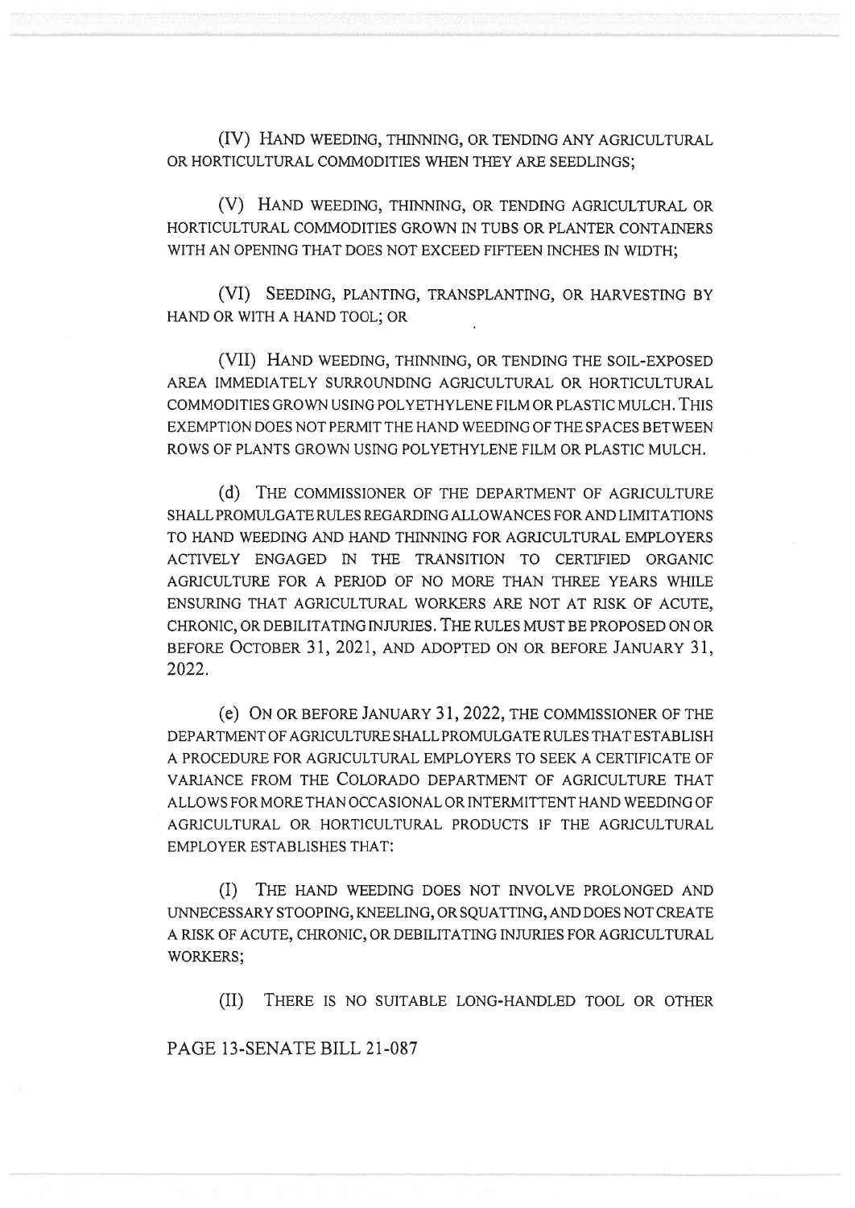(IV) HAND WEEDING, THINNING, OR TENDING ANY AGRICULTURAL OR HORTICULTURAL COMMODITIES WHEN THEY ARE SEEDLINGS;

(V) HAND WEEDING, THINNING, OR TENDING AGRICULTURAL OR HORTICULTURAL COMMODITIES GROWN IN TUBS OR PLANTER CONTAINERS WITH AN OPENING THAT DOES NOT EXCEED FIFTEEN INCHES IN WIDTH;

(VI) SEEDING, PLANTING, TRANSPLANTING, OR HARVESTING BY HAND OR WITH A HAND TOOL; OR

(VII) HAND WEEDING, THINNING, OR TENDING THE SOIL-EXPOSED AREA IMMEDIATELY SURROUNDING AGRICULTURAL OR HORTICULTURAL COMMODITIES GROWN USING POLYETHYLENE FILM OR PLASTIC MULCH. THIS EXEMPTION DOES NOT PERMIT THE HAND WEEDING OF THE SPACES BETWEEN ROWS OF PLANTS GROWN USING POLYETHYLENE FILM OR PLASTIC MULCH.

(d) THE COMMISSIONER OF THE DEPARTMENT OF AGRICULTURE SHALL PROMULGATE RULES REGARDING ALLOWANCES FOR AND LIMITATIONS TO HAND WEEDING AND HAND THINNING FOR AGRICULTURAL EMPLOYERS ACTIVELY ENGAGED IN THE TRANSITION TO CERTIFIED ORGANIC AGRICULTURE FOR A PERIOD OF NO MORE THAN THREE YEARS WHILE ENSURING THAT AGRICULTURAL WORKERS ARE NOT AT RISK OF ACUTE, CHRONIC, OR DEBILITATING INJURIES. THE RULES MUST BE PROPOSED ON OR BEFORE OCTOBER 31, 2021, AND ADOPTED ON OR BEFORE JANUARY 31, 2022.

(e) ON OR BEFORE JANUARY 31, 2022, THE COMMISSIONER OF THE DEPARTMENT OF AGRICULTURE SHALL PROMULGATE RULES THAT ESTABLISH A PROCEDURE FOR AGRICULTURAL EMPLOYERS TO SEEK A CERTIFICATE OF VARIANCE FROM THE COLORADO DEPARTMENT OF AGRICULTURE THAT ALLOWS FOR MORE THAN OCCASIONAL OR INTERMITTENT HAND WEEDING OF AGRICULTURAL OR HORTICULTURAL PRODUCTS IF THE AGRICULTURAL EMPLOYER ESTABLISHES THAT:

(I) THE HAND WEEDING DOES NOT INVOLVE PROLONGED AND UNNECESSARY STOOPING, KNEELING, OR SQUATTING, AND DOES NOT CREATE A RISK OF ACUTE, CHRONIC, OR DEBILITATING INJURIES FOR AGRICULTURAL WORKERS;

(II) THERE IS NO SUITABLE LONG-HANDLED TOOL OR OTHER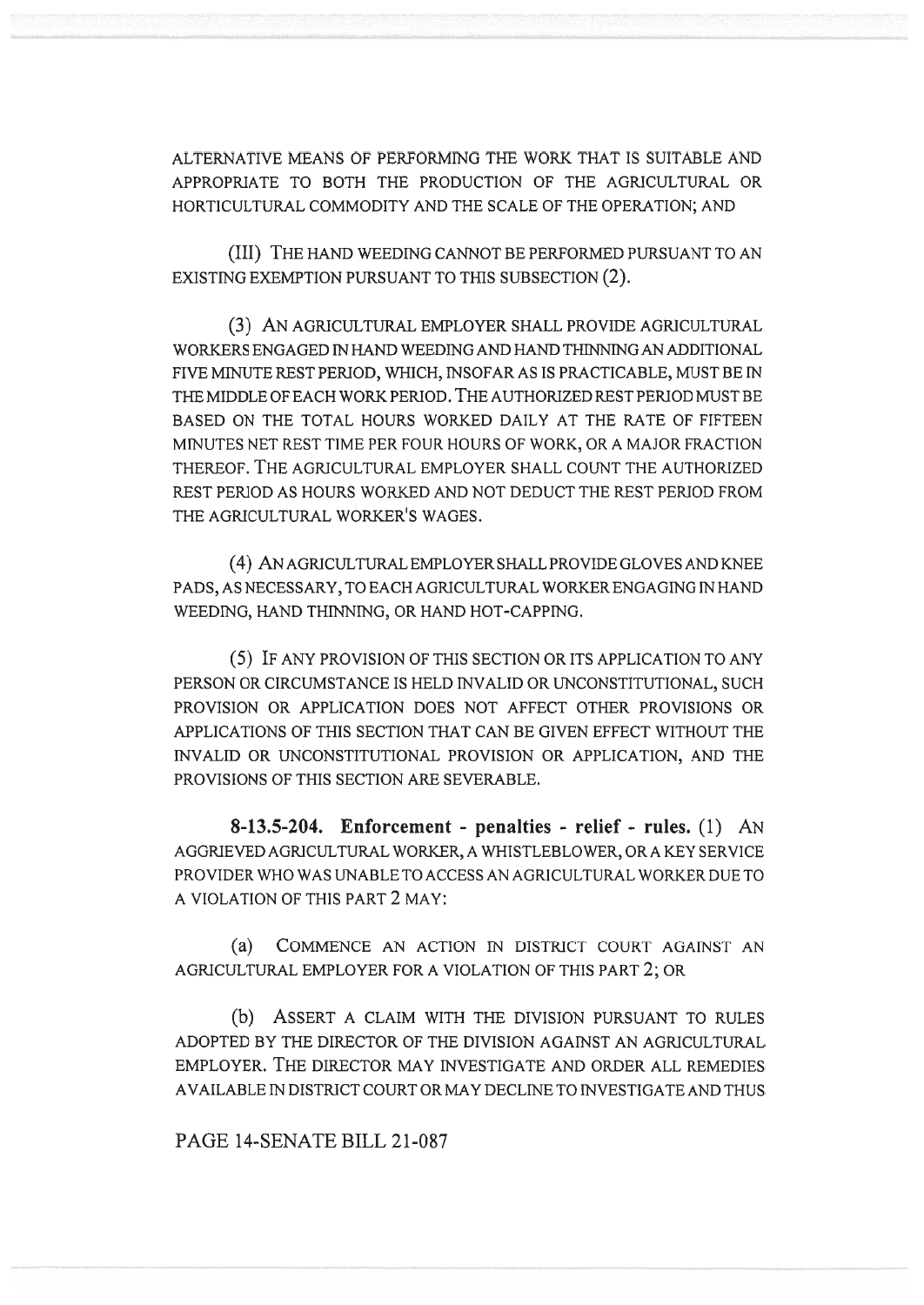ALTERNATIVE MEANS OF PERFORMING THE WORK THAT IS SUITABLE AND APPROPRIATE TO BOTH THE PRODUCTION OF THE AGRICULTURAL OR HORTICULTURAL COMMODITY AND THE SCALE OF THE OPERATION; AND

(III) THE HAND WEEDING CANNOT BE PERFORMED PURSUANT TO AN EXISTING EXEMPTION PURSUANT TO THIS SUBSECTION (2).

(3) AN AGRICULTURAL EMPLOYER SHALL PROVIDE AGRICULTURAL WORKERS ENGAGED IN HAND WEEDING AND HAND THINNING AN ADDITIONAL FIVE MINUTE REST PERIOD, WHICH, INSOFAR AS IS PRACTICABLE, MUST BE IN THE MIDDLE OF EACH WORK PERIOD. THE AUTHORIZED REST PERIOD MUST BE BASED ON THE TOTAL HOURS WORKED DAILY AT THE RATE OF FIFTEEN MINUTES NET REST TIME PER FOUR HOURS OF WORK, OR A MAJOR FRACTION THEREOF. THE AGRICULTURAL EMPLOYER SHALL COUNT THE AUTHORIZED REST PERIOD AS HOURS WORKED AND NOT DEDUCT THE REST PERIOD FROM THE AGRICULTURAL WORKER'S WAGES.

(4) AN AGRICULTURAL EMPLOYER SHALL PROVIDE GLOVES AND KNEE PADS, AS NECESSARY, TO EACH AGRICULTURAL WORKER ENGAGING IN HAND WEEDING, HAND THINNING, OR HAND HOT-CAPPING.

(5) IF ANY PROVISION OF THIS SECTION OR ITS APPLICATION TO ANY PERSON OR CIRCUMSTANCE IS HELD INVALID OR UNCONSTITUTIONAL, SUCH PROVISION OR APPLICATION DOES NOT AFFECT OTHER PROVISIONS OR APPLICATIONS OF THIS SECTION THAT CAN BE GIVEN EFFECT WITHOUT THE INVALID OR UNCONSTITUTIONAL PROVISION OR APPLICATION, AND THE PROVISIONS OF THIS SECTION ARE SEVERABLE.

**8-13.5-204. Enforcement - penalties - relief - rules.** (1) AN AGGRIEVED AGRICULTURAL WORKER, A WHISTLEBLOWER, OR A KEY SERVICE PROVIDER WHO WAS UNABLE TO ACCESS AN AGRICULTURAL WORKER DUE TO A VIOLATION OF THIS PART 2 MAY:

(a) COMMENCE AN ACTION IN DISTRICT COURT AGAINST AN AGRICULTURAL EMPLOYER FOR A VIOLATION OF THIS PART 2; OR

(b) ASSERT A CLAIM WITH THE DIVISION PURSUANT TO RULES ADOPTED BY THE DIRECTOR OF THE DIVISION AGAINST AN AGRICULTURAL EMPLOYER. THE DIRECTOR MAY INVESTIGATE AND ORDER ALL REMEDIES AVAILABLE IN DISTRICT COURT OR MAY DECLINE TO INVESTIGATE AND THUS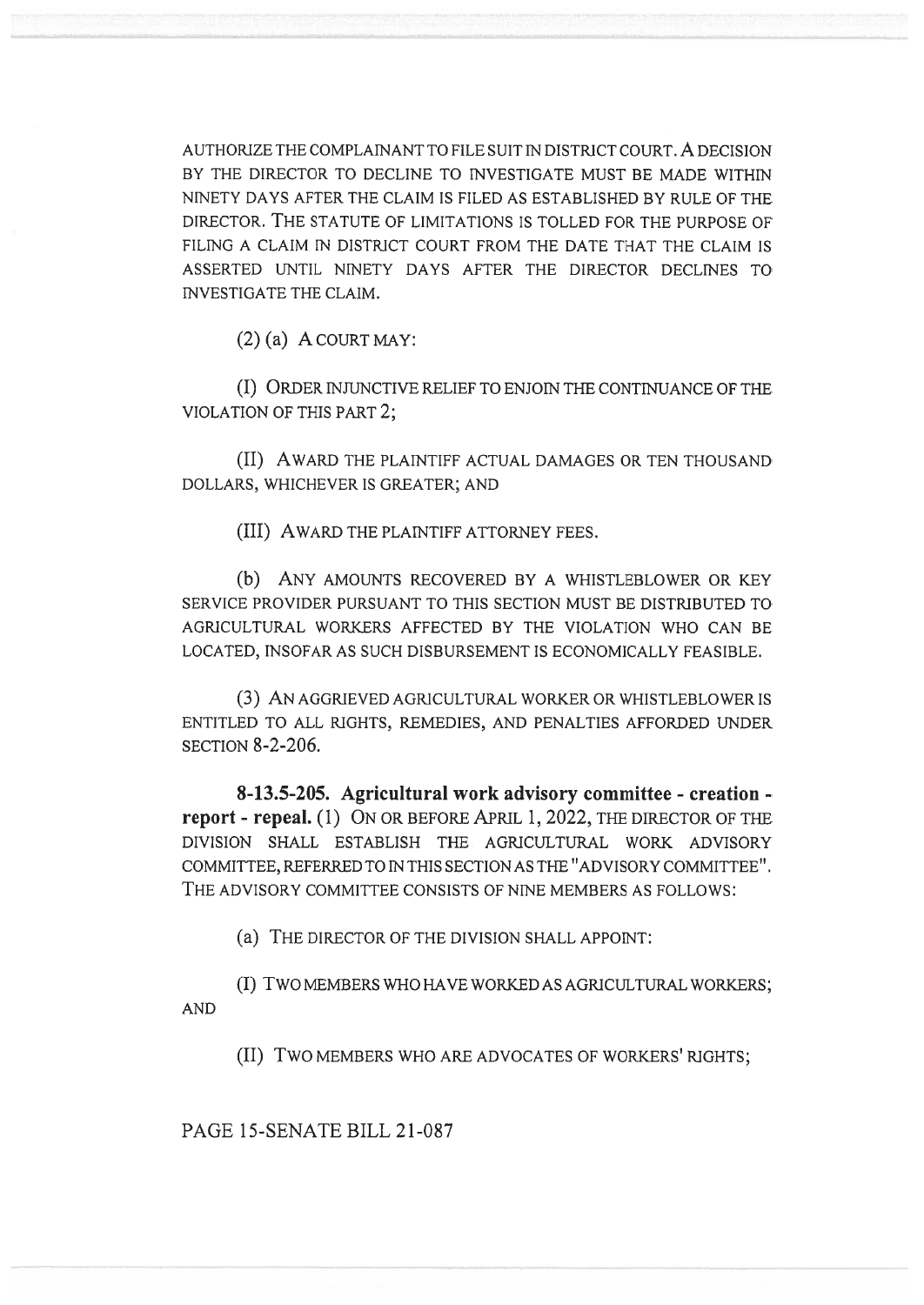AUTHORIZE THE COMPLAINANT TO FILE SUIT IN DISTRICT COURT. A DECISION BY THE DIRECTOR TO DECLINE TO INVESTIGATE MUST BE MADE WITHIN NINETY DAYS AFTER THE CLAIM IS FILED AS ESTABLISHED BY RULE OF THE DIRECTOR. THE STATUTE OF LIMITATIONS IS TOLLED FOR THE PURPOSE OF FILING A CLAIM IN DISTRICT COURT FROM THE DATE THAT THE CLAIM IS ASSERTED UNTIL NINETY DAYS AFTER THE DIRECTOR DECLINES TO INVESTIGATE THE CLAIM.

(2) (a) A COURT MAY:

(I) ORDER INJUNCTIVE RELIEF TO ENJOIN THE CONTINUANCE OF THE VIOLATION OF THIS PART 2;

(II) AWARD THE PLAINTIFF ACTUAL DAMAGES OR TEN THOUSAND DOLLARS, WHICHEVER IS GREATER; AND

(III) AWARD THE PLAINTIFF ATTORNEY FEES.

(b) ANY AMOUNTS RECOVERED BY A WHISTLEBLOWER OR KEY SERVICE PROVIDER PURSUANT TO THIS SECTION MUST BE DISTRIBUTED TO AGRICULTURAL WORKERS AFFECTED BY THE VIOLATION WHO CAN BE LOCATED, INSOFAR AS SUCH DISBURSEMENT IS ECONOMICALLY FEASIBLE.

(3) AN AGGRIEVED AGRICULTURAL WORKER OR WHISTLEBLOWER IS ENTITLED TO ALL RIGHTS, REMEDIES, AND PENALTIES AFFORDED UNDER SECTION 8-2-206.

**8-13.5-205. Agricultural work advisory committee - creation - report - repeal.** (1) ON OR BEFORE APRIL 1, 2022, THE DIRECTOR OF THE DIVISION SHALL ESTABLISH THE AGRICULTURAL WORK ADVISORY COMMITTEE, REFERRED TO IN THIS SECTION AS THE "ADVISORY COMMITTEE". THE ADVISORY COMMITTEE CONSISTS OF NINE MEMBERS AS FOLLOWS:

(a) THE DIRECTOR OF THE DIVISION SHALL APPOINT:

(I) TWO MEMBERS WHO HAVE WORKED AS AGRICULTURAL WORKERS; AND

(II) TWO MEMBERS WHO ARE ADVOCATES OF WORKERS' RIGHTS;

PAGE 15-SENATE BILL 21-087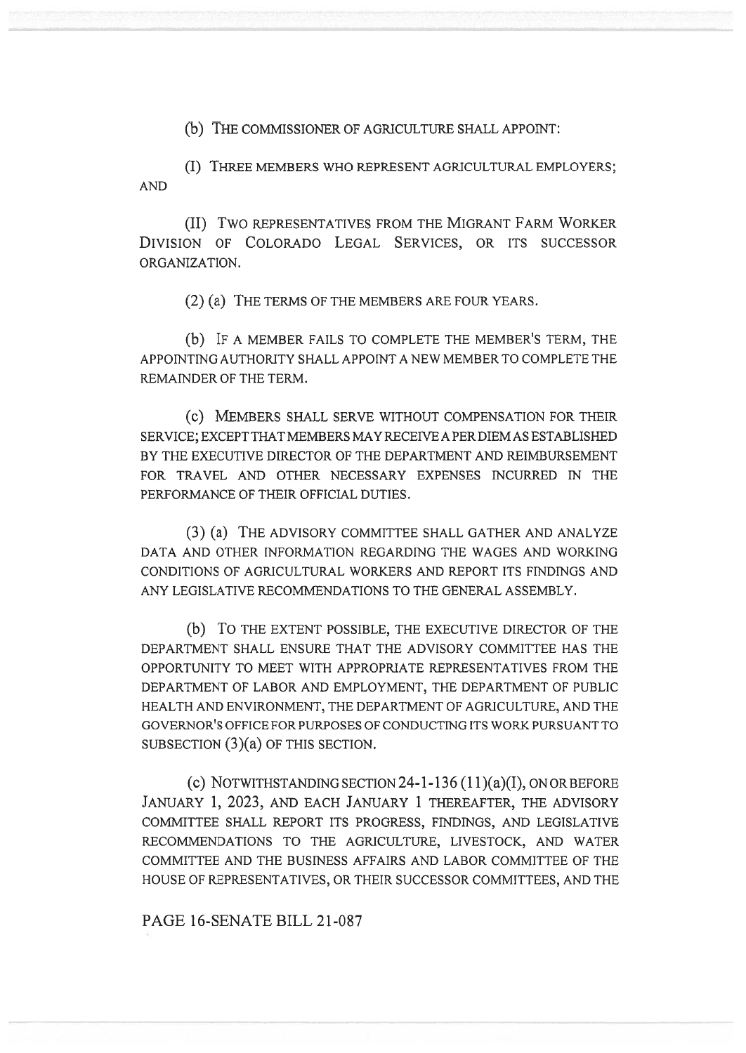(b) THE COMMISSIONER OF AGRICULTURE SHALL APPOINT:

(I) THREE MEMBERS WHO REPRESENT AGRICULTURAL EMPLOYERS; AND

(II) TWO REPRESENTATIVES FROM THE MIGRANT FARM WORKER DIVISION OF COLORADO LEGAL SERVICES, OR ITS SUCCESSOR ORGANIZATION.

(2) (a) THE TERMS OF THE MEMBERS ARE FOUR YEARS.

(b) IF A MEMBER FAILS TO COMPLETE THE MEMBER'S TERM, THE APPOINTING AUTHORITY SHALL APPOINT A NEW MEMBER TO COMPLETE THE REMAINDER OF THE TERM.

(c) MEMBERS SHALL SERVE WITHOUT COMPENSATION FOR THEIR SERVICE; EXCEPT THAT MEMBERS MAY RECEIVE A PER DIEM AS ESTABLISHED BY THE EXECUTIVE DIRECTOR OF THE DEPARTMENT AND REIMBURSEMENT FOR TRAVEL AND OTHER NECESSARY EXPENSES INCURRED IN THE PERFORMANCE OF THEIR OFFICIAL DUTIES.

(3) (a) THE ADVISORY COMMITTEE SHALL GATHER AND ANALYZE DATA AND OTHER INFORMATION REGARDING THE WAGES AND WORKING CONDITIONS OF AGRICULTURAL WORKERS AND REPORT ITS FINDINGS AND ANY LEGISLATIVE RECOMMENDATIONS TO THE GENERAL ASSEMBLY.

(b) TO THE EXTENT POSSIBLE, THE EXECUTIVE DIRECTOR OF THE DEPARTMENT SHALL ENSURE THAT THE ADVISORY COMMITTEE HAS THE OPPORTUNITY TO MEET WITH APPROPRIATE REPRESENTATIVES FROM THE DEPARTMENT OF LABOR AND EMPLOYMENT, THE DEPARTMENT OF PUBLIC HEALTH AND ENVIRONMENT, THE DEPARTMENT OF AGRICULTURE, AND THE GOVERNOR'S OFFICE FOR PURPOSES OF CONDUCTING ITS WORK PURSUANT TO SUBSECTION (3)(a) OF THIS SECTION.

(c) NOTWITHSTANDING SECTION 24-1-136 (11)(a)(I), ON OR BEFORE JANUARY 1, 2023, AND EACH JANUARY 1 THEREAFTER, THE ADVISORY COMMITTEE SHALL REPORT ITS PROGRESS, FINDINGS, AND LEGISLATIVE RECOMMENDATIONS TO THE AGRICULTURE, LIVESTOCK, AND WATER COMMITTEE AND THE BUSINESS AFFAIRS AND LABOR COMMITTEE OF THE HOUSE OF REPRESENTATIVES, OR THEIR SUCCESSOR COMMITTEES, AND THE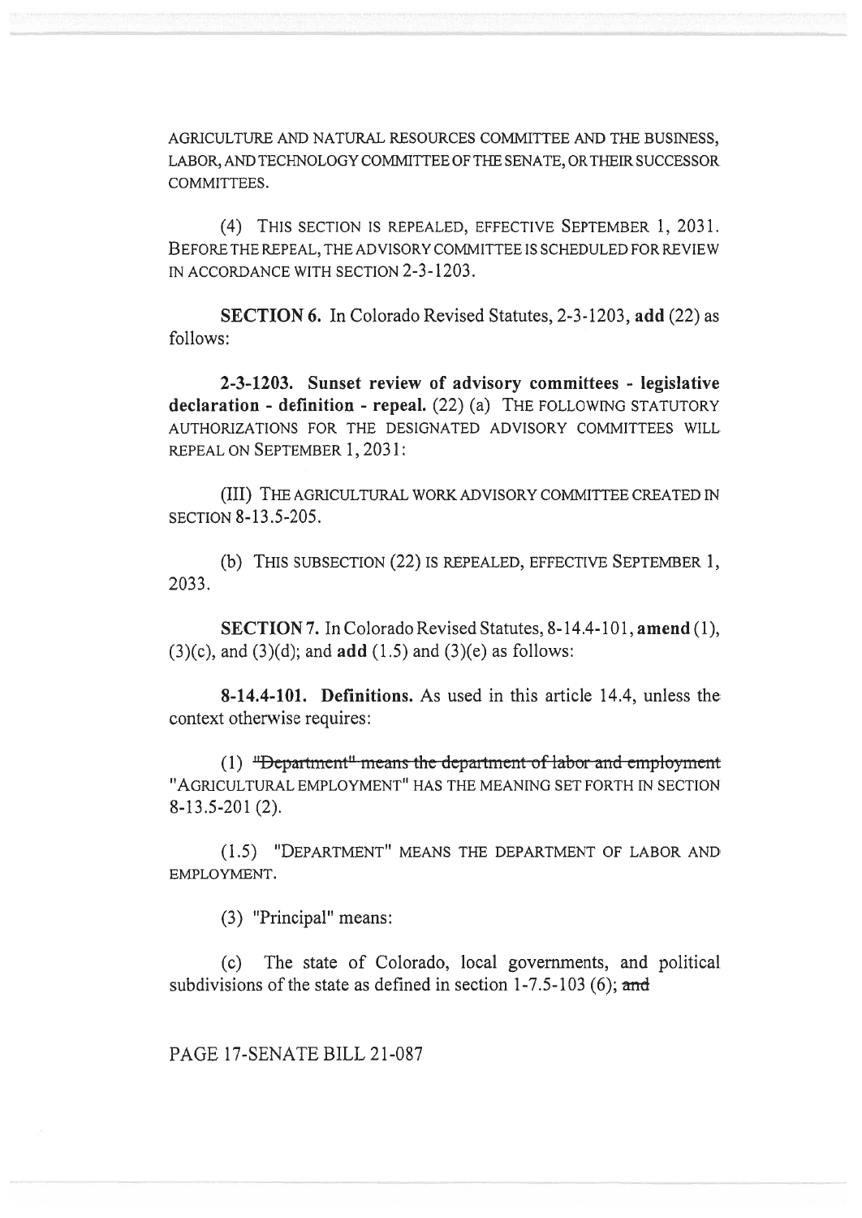AGRICULTURE AND NATURAL RESOURCES COMMITTEE AND THE BUSINESS, LABOR, AND TECHNOLOGY COMMITTEE OF THE SENATE, OR THEIR SUCCESSOR COMMITTEES.

(4) THIS SECTION IS REPEALED, EFFECTIVE SEPTEMBER 1, 2031. BEFORE THE REPEAL, THE ADVISORY COMMITTEE IS SCHEDULED FOR REVIEW IN ACCORDANCE WITH SECTION 2-3-1203.

**SECTION 6.** In Colorado Revised Statutes, 2-3-1203, **add** (22) as follows:

**2-3-1203. Sunset review of advisory committees - legislative declaration - definition - repeal.** (22) (a) THE FOLLOWING STATUTORY AUTHORIZATIONS FOR THE DESIGNATED ADVISORY COMMITTEES WILL REPEAL ON SEPTEMBER 1, 2031:

(III) THE AGRICULTURAL WORK ADVISORY COMMITTEE CREATED IN SECTION 8-13.5-205.

(b) THIS SUBSECTION (22) IS REPEALED, EFFECTIVE SEPTEMBER 1, 2033.

**SECTION 7.** In Colorado Revised Statutes, 8-14.4-101, **amend** (1), (3)(c), and (3)(d); and **add** (1.5) and (3)(e) as follows:

**8-14.4-101. Definitions.** As used in this article 14.4, unless the context otherwise requires:

(1) ~~"Department" means the department of labor and employment~~ "AGRICULTURAL EMPLOYMENT" HAS THE MEANING SET FORTH IN SECTION 8-13.5-201 (2).

(1.5) "DEPARTMENT" MEANS THE DEPARTMENT OF LABOR AND EMPLOYMENT.

(3) "Principal" means:

(c) The state of Colorado, local governments, and political subdivisions of the state as defined in section 1-7.5-103 (6); ~~and~~

PAGE 17-SENATE BILL 21-087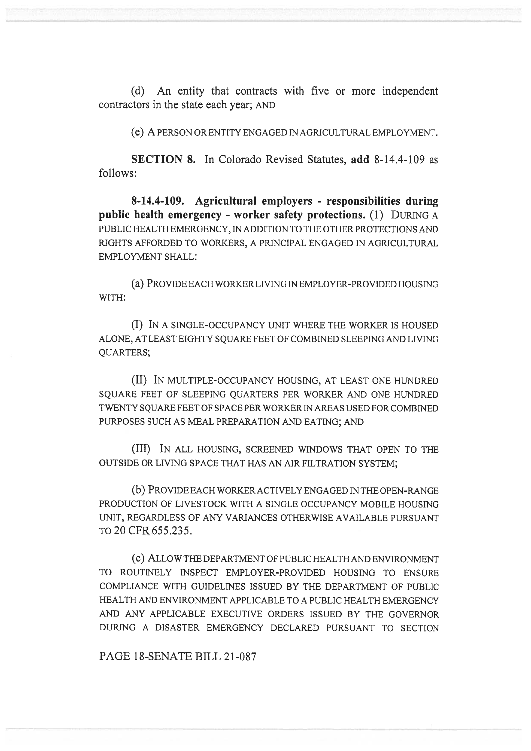(d) An entity that contracts with five or more independent contractors in the state each year; AND

(e) A PERSON OR ENTITY ENGAGED IN AGRICULTURAL EMPLOYMENT.

**SECTION 8.** In Colorado Revised Statutes, **add** 8-14.4-109 as follows:

**8-14.4-109. Agricultural employers - responsibilities during public health emergency - worker safety protections.** (1) DURING A PUBLIC HEALTH EMERGENCY, IN ADDITION TO THE OTHER PROTECTIONS AND RIGHTS AFFORDED TO WORKERS, A PRINCIPAL ENGAGED IN AGRICULTURAL EMPLOYMENT SHALL:

(a) PROVIDE EACH WORKER LIVING IN EMPLOYER-PROVIDED HOUSING WITH:

(I) IN A SINGLE-OCCUPANCY UNIT WHERE THE WORKER IS HOUSED ALONE, AT LEAST EIGHTY SQUARE FEET OF COMBINED SLEEPING AND LIVING QUARTERS;

(II) IN MULTIPLE-OCCUPANCY HOUSING, AT LEAST ONE HUNDRED SQUARE FEET OF SLEEPING QUARTERS PER WORKER AND ONE HUNDRED TWENTY SQUARE FEET OF SPACE PER WORKER IN AREAS USED FOR COMBINED PURPOSES SUCH AS MEAL PREPARATION AND EATING; AND

(III) IN ALL HOUSING, SCREENED WINDOWS THAT OPEN TO THE OUTSIDE OR LIVING SPACE THAT HAS AN AIR FILTRATION SYSTEM;

(b) PROVIDE EACH WORKER ACTIVELY ENGAGED IN THE OPEN-RANGE PRODUCTION OF LIVESTOCK WITH A SINGLE OCCUPANCY MOBILE HOUSING UNIT, REGARDLESS OF ANY VARIANCES OTHERWISE AVAILABLE PURSUANT TO 20 CFR 655.235.

(c) ALLOW THE DEPARTMENT OF PUBLIC HEALTH AND ENVIRONMENT TO ROUTINELY INSPECT EMPLOYER-PROVIDED HOUSING TO ENSURE COMPLIANCE WITH GUIDELINES ISSUED BY THE DEPARTMENT OF PUBLIC HEALTH AND ENVIRONMENT APPLICABLE TO A PUBLIC HEALTH EMERGENCY AND ANY APPLICABLE EXECUTIVE ORDERS ISSUED BY THE GOVERNOR DURING A DISASTER EMERGENCY DECLARED PURSUANT TO SECTION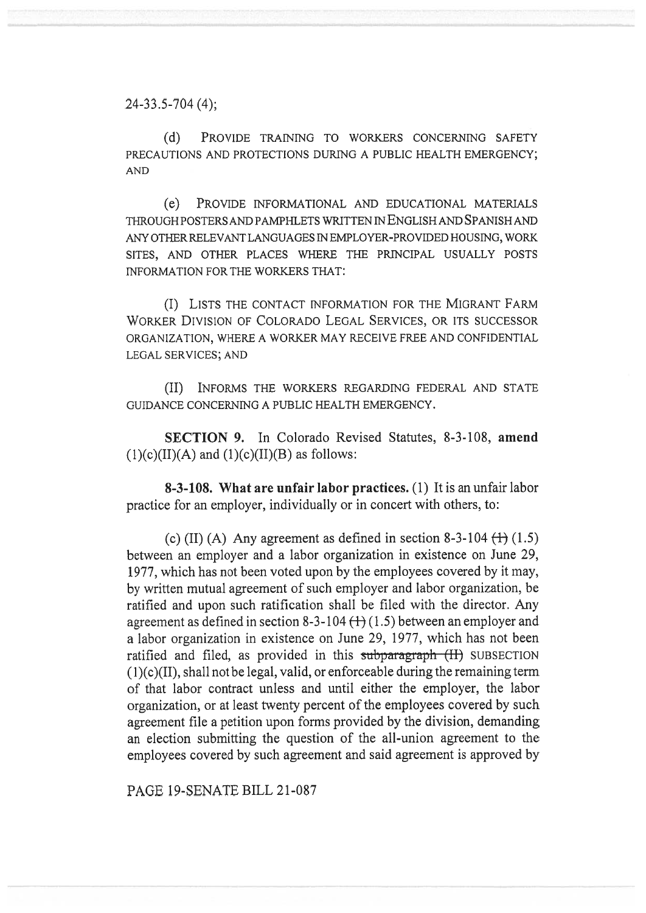24-33.5-704 (4);

(d) PROVIDE TRAINING TO WORKERS CONCERNING SAFETY PRECAUTIONS AND PROTECTIONS DURING A PUBLIC HEALTH EMERGENCY; AND

(e) PROVIDE INFORMATIONAL AND EDUCATIONAL MATERIALS THROUGH POSTERS AND PAMPHLETS WRITTEN IN ENGLISH AND SPANISH AND ANY OTHER RELEVANT LANGUAGES IN EMPLOYER-PROVIDED HOUSING, WORK SITES, AND OTHER PLACES WHERE THE PRINCIPAL USUALLY POSTS INFORMATION FOR THE WORKERS THAT:

(I) LISTS THE CONTACT INFORMATION FOR THE MIGRANT FARM WORKER DIVISION OF COLORADO LEGAL SERVICES, OR ITS SUCCESSOR ORGANIZATION, WHERE A WORKER MAY RECEIVE FREE AND CONFIDENTIAL LEGAL SERVICES; AND

(II) INFORMS THE WORKERS REGARDING FEDERAL AND STATE GUIDANCE CONCERNING A PUBLIC HEALTH EMERGENCY.

**SECTION 9.** In Colorado Revised Statutes, 8-3-108, **amend** (1)(c)(II)(A) and (1)(c)(II)(B) as follows:

**8-3-108. What are unfair labor practices.** (1) It is an unfair labor practice for an employer, individually or in concert with others, to:

(c) (II) (A) Any agreement as defined in section 8-3-104 ~~(1)~~ (1.5) between an employer and a labor organization in existence on June 29, 1977, which has not been voted upon by the employees covered by it may, by written mutual agreement of such employer and labor organization, be ratified and upon such ratification shall be filed with the director. Any agreement as defined in section 8-3-104 ~~(1)~~ (1.5) between an employer and a labor organization in existence on June 29, 1977, which has not been ratified and filed, as provided in this ~~subparagraph (II)~~ SUBSECTION (1)(c)(II), shall not be legal, valid, or enforceable during the remaining term of that labor contract unless and until either the employer, the labor organization, or at least twenty percent of the employees covered by such agreement file a petition upon forms provided by the division, demanding an election submitting the question of the all-union agreement to the employees covered by such agreement and said agreement is approved by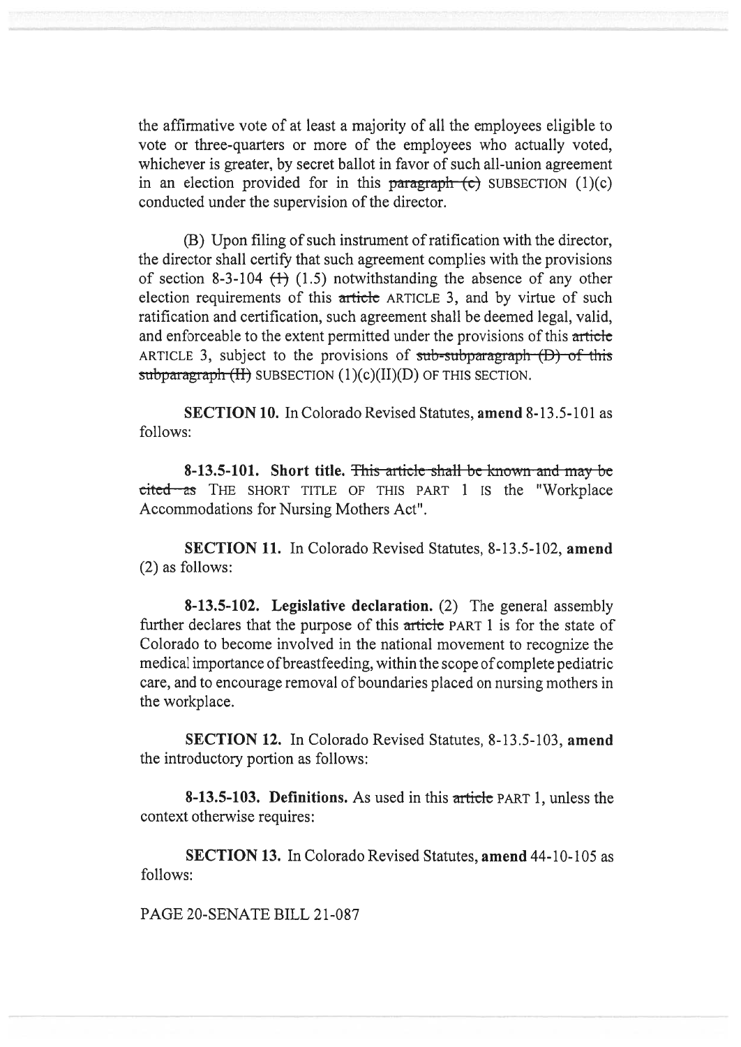the affirmative vote of at least a majority of all the employees eligible to vote or three-quarters or more of the employees who actually voted, whichever is greater, by secret ballot in favor of such all-union agreement in an election provided for in this ~~paragraph (c)~~ SUBSECTION (1)(c) conducted under the supervision of the director.

(B) Upon filing of such instrument of ratification with the director, the director shall certify that such agreement complies with the provisions of section 8-3-104 ~~(1)~~ (1.5) notwithstanding the absence of any other election requirements of this ~~article~~ ARTICLE 3, and by virtue of such ratification and certification, such agreement shall be deemed legal, valid, and enforceable to the extent permitted under the provisions of this ~~article~~ ARTICLE 3, subject to the provisions of ~~sub-subparagraph (D) of this subparagraph (II)~~ SUBSECTION (1)(c)(II)(D) OF THIS SECTION.

**SECTION 10.** In Colorado Revised Statutes, **amend** 8-13.5-101 as follows:

**8-13.5-101. Short title.** ~~This article shall be known and may be cited as~~ THE SHORT TITLE OF THIS PART 1 IS the "Workplace Accommodations for Nursing Mothers Act".

**SECTION 11.** In Colorado Revised Statutes, 8-13.5-102, **amend** (2) as follows:

**8-13.5-102. Legislative declaration.** (2) The general assembly further declares that the purpose of this ~~article~~ PART 1 is for the state of Colorado to become involved in the national movement to recognize the medical importance of breastfeeding, within the scope of complete pediatric care, and to encourage removal of boundaries placed on nursing mothers in the workplace.

**SECTION 12.** In Colorado Revised Statutes, 8-13.5-103, **amend** the introductory portion as follows:

**8-13.5-103. Definitions.** As used in this ~~article~~ PART 1, unless the context otherwise requires:

**SECTION 13.** In Colorado Revised Statutes, **amend** 44-10-105 as follows: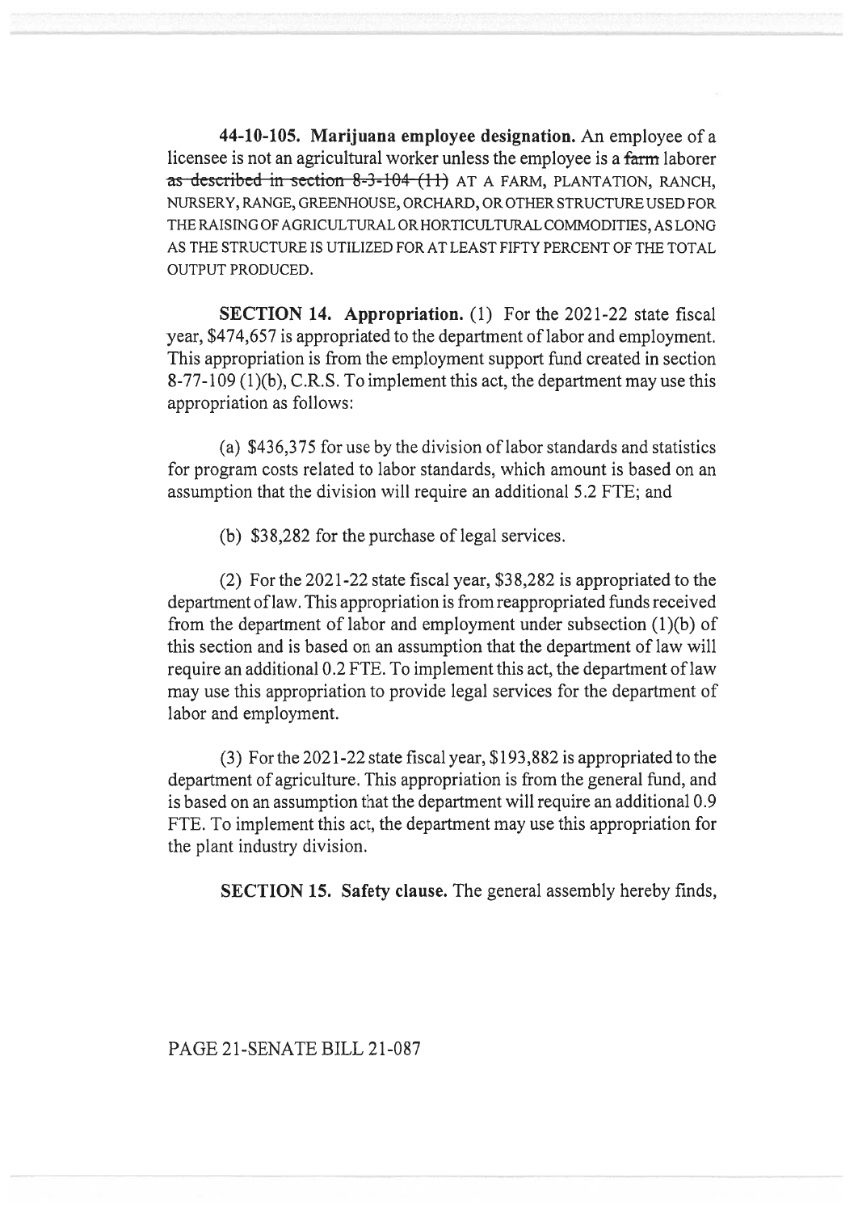**44-10-105. Marijuana employee designation.** An employee of a licensee is not an agricultural worker unless the employee is a ~~farm~~ laborer ~~as described in section 8-3-104 (11)~~ AT A FARM, PLANTATION, RANCH, NURSERY, RANGE, GREENHOUSE, ORCHARD, OR OTHER STRUCTURE USED FOR THE RAISING OF AGRICULTURAL OR HORTICULTURAL COMMODITIES, AS LONG AS THE STRUCTURE IS UTILIZED FOR AT LEAST FIFTY PERCENT OF THE TOTAL OUTPUT PRODUCED.

**SECTION 14. Appropriation.** (1) For the 2021-22 state fiscal year, $474,657 is appropriated to the department of labor and employment. This appropriation is from the employment support fund created in section 8-77-109 (1)(b), C.R.S. To implement this act, the department may use this appropriation as follows:

(a) $436,375 for use by the division of labor standards and statistics for program costs related to labor standards, which amount is based on an assumption that the division will require an additional 5.2 FTE; and

(b) $38,282 for the purchase of legal services.

(2) For the 2021-22 state fiscal year, $38,282 is appropriated to the department of law. This appropriation is from reappropriated funds received from the department of labor and employment under subsection (1)(b) of this section and is based on an assumption that the department of law will require an additional 0.2 FTE. To implement this act, the department of law may use this appropriation to provide legal services for the department of labor and employment.

(3) For the 2021-22 state fiscal year, $193,882 is appropriated to the department of agriculture. This appropriation is from the general fund, and is based on an assumption that the department will require an additional 0.9 FTE. To implement this act, the department may use this appropriation for the plant industry division.

**SECTION 15. Safety clause.** The general assembly hereby finds,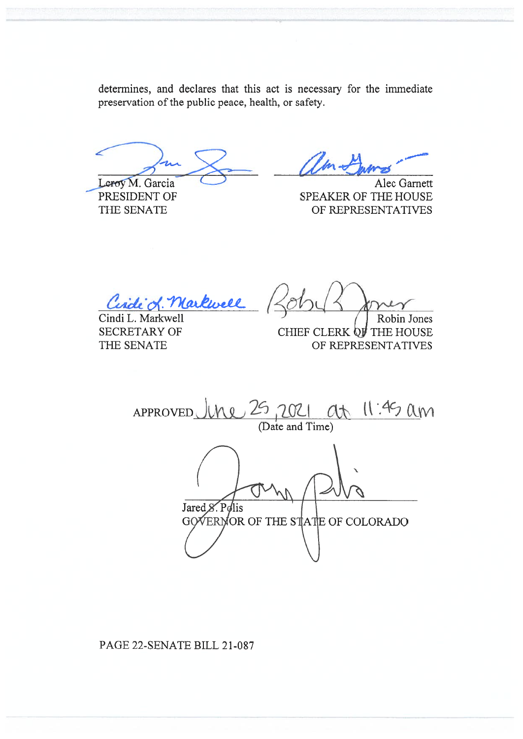determines, and declares that this act is necessary for the immediate preservation of the public peace, health, or safety.

Leroy M. Garcia
PRESIDENT OF
THE SENATE

Alec Garnett
SPEAKER OF THE HOUSE
OF REPRESENTATIVES

Cindi L. Markwell
SECRETARY OF
THE SENATE

Robin Jones
CHIEF CLERK OF THE HOUSE
OF REPRESENTATIVES

APPROVED June 25, 2021 at 11:45 am
(Date and Time)

Jared S. Polis
GOVERNOR OF THE STATE OF COLORADO

PAGE 22-SENATE BILL 21-087